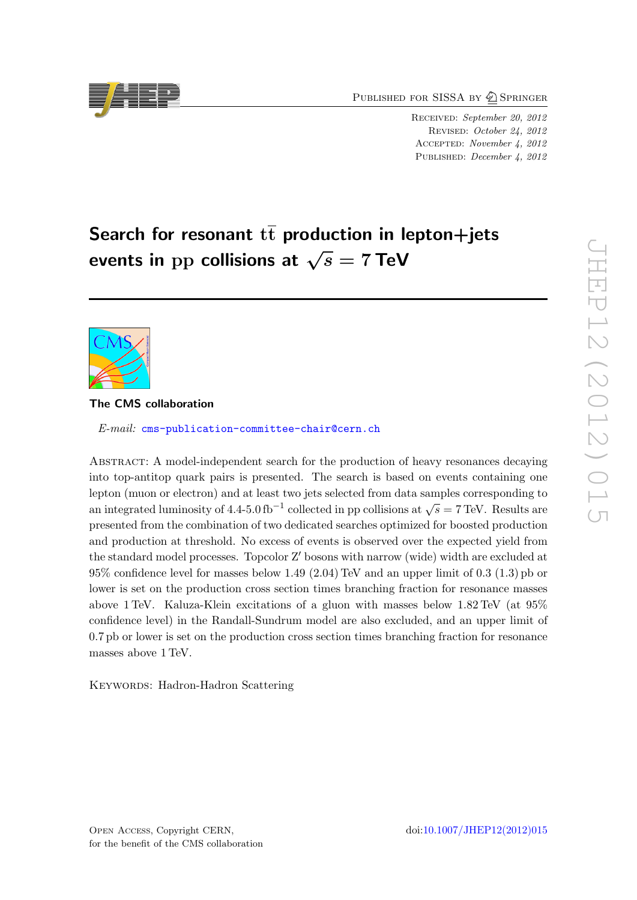Published for SISSA by Springer

Received: *September 20, 2012*
Revised: *October 24, 2012*
Accepted: *November 4, 2012*
Published: *December 4, 2012*

# Search for resonant $\mathrm{t\bar{t}}$ production in lepton+jets events in pp collisions at $\sqrt{s} = 7$ TeV

**The CMS collaboration**

*E-mail:* cms-publication-committee-chair@cern.ch

Abstract: A model-independent search for the production of heavy resonances decaying into top-antitop quark pairs is presented. The search is based on events containing one lepton (muon or electron) and at least two jets selected from data samples corresponding to an integrated luminosity of 4.4-5.0 $\mathrm{fb}^{-1}$ collected in pp collisions at $\sqrt{s} = 7$ TeV. Results are presented from the combination of two dedicated searches optimized for boosted production and production at threshold. No excess of events is observed over the expected yield from the standard model processes. Topcolor Z′ bosons with narrow (wide) width are excluded at 95% confidence level for masses below 1.49 (2.04) TeV and an upper limit of 0.3 (1.3) pb or lower is set on the production cross section times branching fraction for resonance masses above 1 TeV. Kaluza-Klein excitations of a gluon with masses below 1.82 TeV (at 95% confidence level) in the Randall-Sundrum model are also excluded, and an upper limit of 0.7 pb or lower is set on the production cross section times branching fraction for resonance masses above 1 TeV.

Keywords: Hadron-Hadron Scattering

Open Access, Copyright CERN,
for the benefit of the CMS collaboration

doi:10.1007/JHEP12(2012)015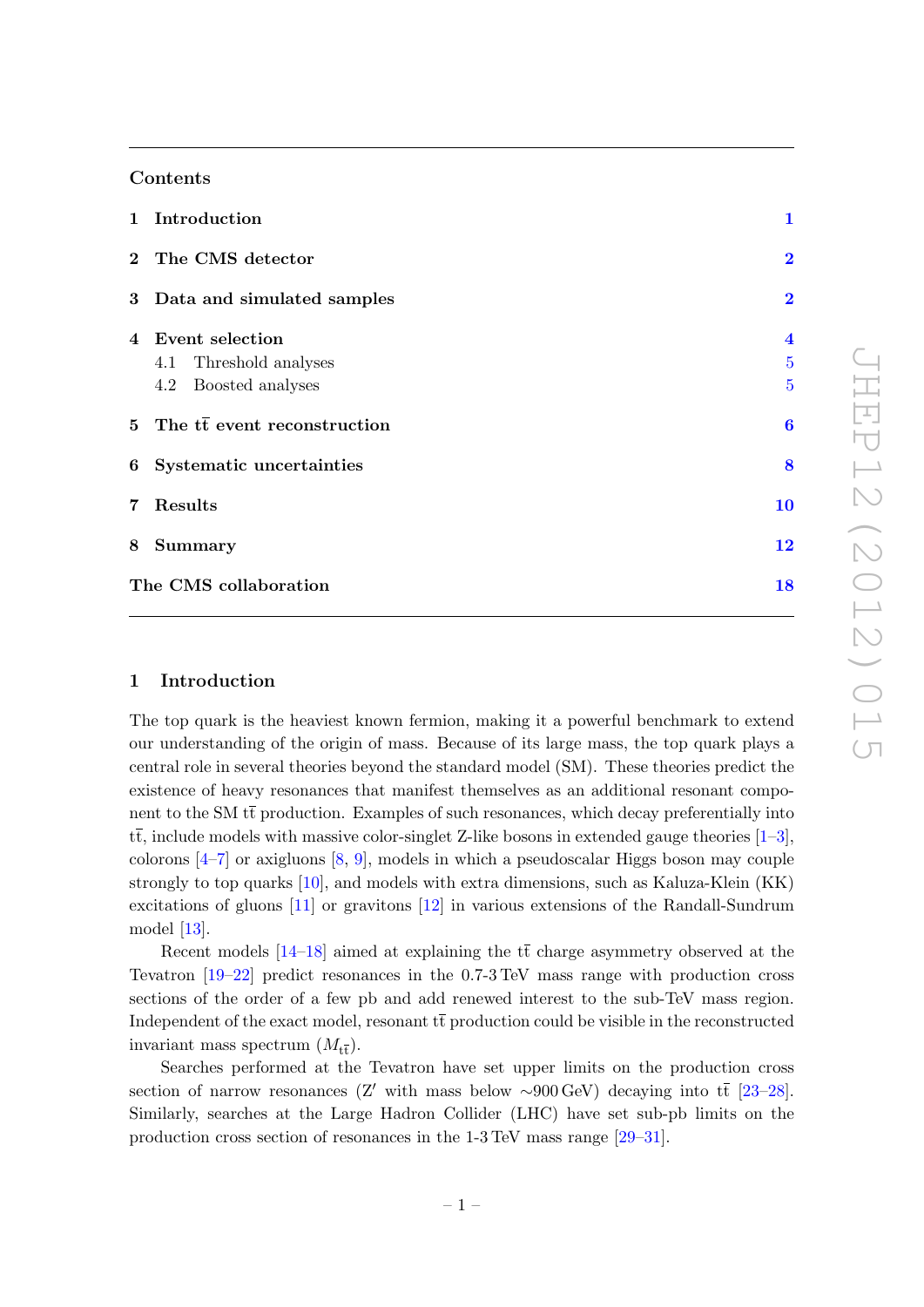## Contents

| | | |
|---|---|---|
| **1** | **Introduction** | **1** |
| **2** | **The CMS detector** | **2** |
| **3** | **Data and simulated samples** | **2** |
| **4** | **Event selection** | **4** |
| | 4.1 Threshold analyses | 5 |
| | 4.2 Boosted analyses | 5 |
| **5** | **The $t\bar{t}$ event reconstruction** | **6** |
| **6** | **Systematic uncertainties** | **8** |
| **7** | **Results** | **10** |
| **8** | **Summary** | **12** |
| | **The CMS collaboration** | **18** |

## 1 Introduction

The top quark is the heaviest known fermion, making it a powerful benchmark to extend our understanding of the origin of mass. Because of its large mass, the top quark plays a central role in several theories beyond the standard model (SM). These theories predict the existence of heavy resonances that manifest themselves as an additional resonant component to the SM $t\bar{t}$ production. Examples of such resonances, which decay preferentially into $t\bar{t}$, include models with massive color-singlet Z-like bosons in extended gauge theories [1–3], colorons [4–7] or axigluons [8, 9], models in which a pseudoscalar Higgs boson may couple strongly to top quarks [10], and models with extra dimensions, such as Kaluza-Klein (KK) excitations of gluons [11] or gravitons [12] in various extensions of the Randall-Sundrum model [13].

Recent models [14–18] aimed at explaining the $t\bar{t}$ charge asymmetry observed at the Tevatron [19–22] predict resonances in the 0.7-3 TeV mass range with production cross sections of the order of a few pb and add renewed interest to the sub-TeV mass region. Independent of the exact model, resonant $t\bar{t}$ production could be visible in the reconstructed invariant mass spectrum ($M_{t\bar{t}}$).

Searches performed at the Tevatron have set upper limits on the production cross section of narrow resonances (Z′ with mass below ∼900 GeV) decaying into $t\bar{t}$ [23–28]. Similarly, searches at the Large Hadron Collider (LHC) have set sub-pb limits on the production cross section of resonances in the 1-3 TeV mass range [29–31].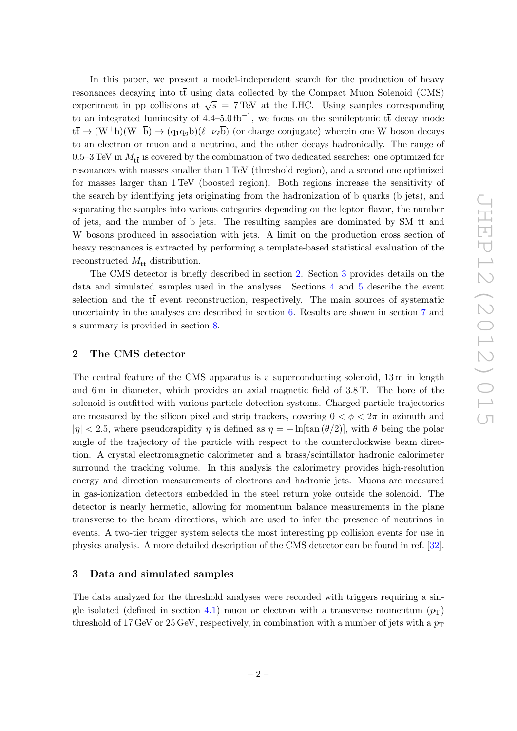In this paper, we present a model-independent search for the production of heavy resonances decaying into $\mathrm{t\bar{t}}$ using data collected by the Compact Muon Solenoid (CMS) experiment in pp collisions at $\sqrt{s} = 7\,\mathrm{TeV}$ at the LHC. Using samples corresponding to an integrated luminosity of 4.4–5.0 $\mathrm{fb}^{-1}$, we focus on the semileptonic $\mathrm{t\bar{t}}$ decay mode $\mathrm{t\bar{t}} \to (\mathrm{W^+b})(\mathrm{W^-\bar{b}}) \to (\mathrm{q_1\bar{q}_2b})(\ell^-\bar{\nu}_\ell\mathrm{\bar{b}})$ (or charge conjugate) wherein one W boson decays to an electron or muon and a neutrino, and the other decays hadronically. The range of 0.5–3 TeV in $M_{\mathrm{t\bar{t}}}$ is covered by the combination of two dedicated searches: one optimized for resonances with masses smaller than 1 TeV (threshold region), and a second one optimized for masses larger than 1 TeV (boosted region). Both regions increase the sensitivity of the search by identifying jets originating from the hadronization of b quarks (b jets), and separating the samples into various categories depending on the lepton flavor, the number of jets, and the number of b jets. The resulting samples are dominated by SM $\mathrm{t\bar{t}}$ and W bosons produced in association with jets. A limit on the production cross section of heavy resonances is extracted by performing a template-based statistical evaluation of the reconstructed $M_{\mathrm{t\bar{t}}}$ distribution.

The CMS detector is briefly described in section 2. Section 3 provides details on the data and simulated samples used in the analyses. Sections 4 and 5 describe the event selection and the $\mathrm{t\bar{t}}$ event reconstruction, respectively. The main sources of systematic uncertainty in the analyses are described in section 6. Results are shown in section 7 and a summary is provided in section 8.

## 2 The CMS detector

The central feature of the CMS apparatus is a superconducting solenoid, 13 m in length and 6 m in diameter, which provides an axial magnetic field of 3.8 T. The bore of the solenoid is outfitted with various particle detection systems. Charged particle trajectories are measured by the silicon pixel and strip trackers, covering $0 < \phi < 2\pi$ in azimuth and $|\eta| < 2.5$, where pseudorapidity $\eta$ is defined as $\eta = -\ln[\tan(\theta/2)]$, with $\theta$ being the polar angle of the trajectory of the particle with respect to the counterclockwise beam direction. A crystal electromagnetic calorimeter and a brass/scintillator hadronic calorimeter surround the tracking volume. In this analysis the calorimetry provides high-resolution energy and direction measurements of electrons and hadronic jets. Muons are measured in gas-ionization detectors embedded in the steel return yoke outside the solenoid. The detector is nearly hermetic, allowing for momentum balance measurements in the plane transverse to the beam directions, which are used to infer the presence of neutrinos in events. A two-tier trigger system selects the most interesting pp collision events for use in physics analysis. A more detailed description of the CMS detector can be found in ref. [32].

## 3 Data and simulated samples

The data analyzed for the threshold analyses were recorded with triggers requiring a single isolated (defined in section 4.1) muon or electron with a transverse momentum ($p_{\mathrm{T}}$) threshold of 17 GeV or 25 GeV, respectively, in combination with a number of jets with a $p_{\mathrm{T}}$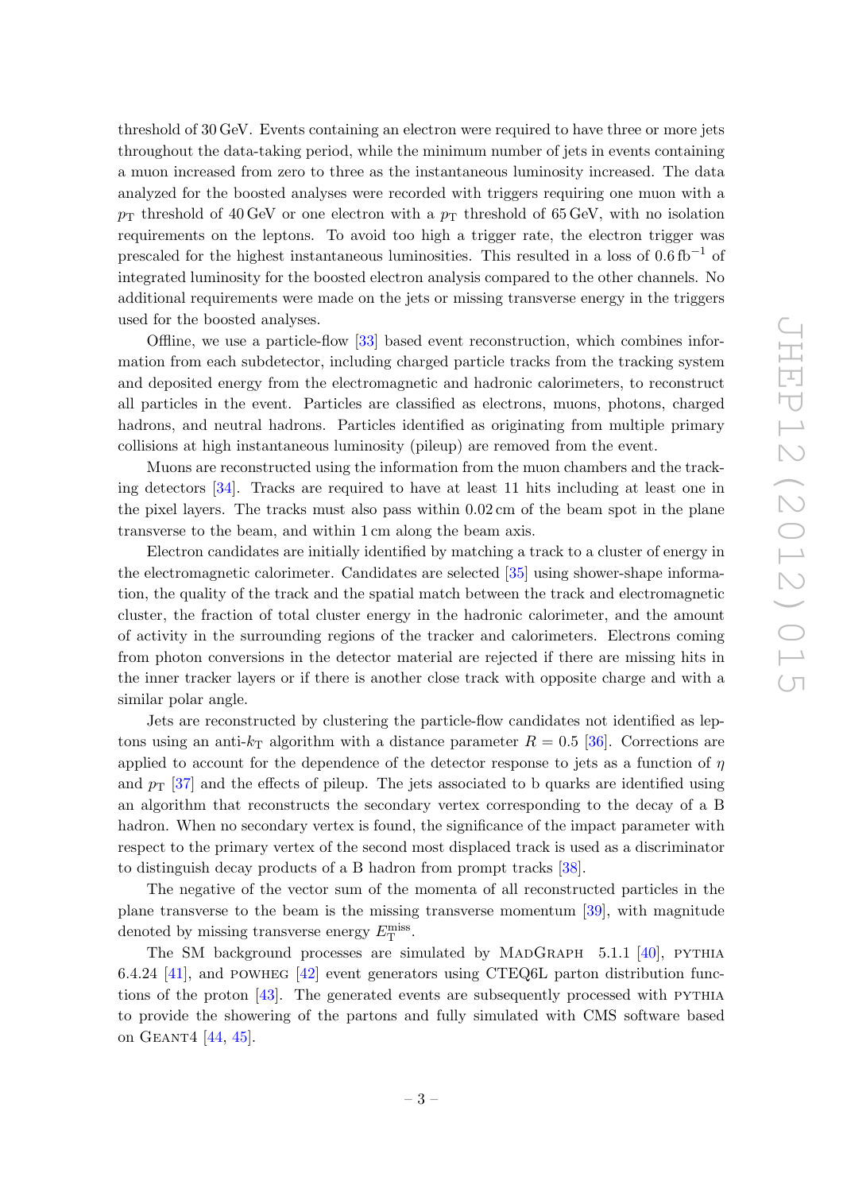threshold of 30 GeV. Events containing an electron were required to have three or more jets throughout the data-taking period, while the minimum number of jets in events containing a muon increased from zero to three as the instantaneous luminosity increased. The data analyzed for the boosted analyses were recorded with triggers requiring one muon with a $p_{\mathrm{T}}$ threshold of 40 GeV or one electron with a $p_{\mathrm{T}}$ threshold of 65 GeV, with no isolation requirements on the leptons. To avoid too high a trigger rate, the electron trigger was prescaled for the highest instantaneous luminosities. This resulted in a loss of 0.6 $\mathrm{fb}^{-1}$ of integrated luminosity for the boosted electron analysis compared to the other channels. No additional requirements were made on the jets or missing transverse energy in the triggers used for the boosted analyses.

Offline, we use a particle-flow [33] based event reconstruction, which combines information from each subdetector, including charged particle tracks from the tracking system and deposited energy from the electromagnetic and hadronic calorimeters, to reconstruct all particles in the event. Particles are classified as electrons, muons, photons, charged hadrons, and neutral hadrons. Particles identified as originating from multiple primary collisions at high instantaneous luminosity (pileup) are removed from the event.

Muons are reconstructed using the information from the muon chambers and the tracking detectors [34]. Tracks are required to have at least 11 hits including at least one in the pixel layers. The tracks must also pass within 0.02 cm of the beam spot in the plane transverse to the beam, and within 1 cm along the beam axis.

Electron candidates are initially identified by matching a track to a cluster of energy in the electromagnetic calorimeter. Candidates are selected [35] using shower-shape information, the quality of the track and the spatial match between the track and electromagnetic cluster, the fraction of total cluster energy in the hadronic calorimeter, and the amount of activity in the surrounding regions of the tracker and calorimeters. Electrons coming from photon conversions in the detector material are rejected if there are missing hits in the inner tracker layers or if there is another close track with opposite charge and with a similar polar angle.

Jets are reconstructed by clustering the particle-flow candidates not identified as leptons using an anti-$k_{\mathrm{T}}$ algorithm with a distance parameter $R = 0.5$ [36]. Corrections are applied to account for the dependence of the detector response to jets as a function of $\eta$ and $p_{\mathrm{T}}$ [37] and the effects of pileup. The jets associated to b quarks are identified using an algorithm that reconstructs the secondary vertex corresponding to the decay of a B hadron. When no secondary vertex is found, the significance of the impact parameter with respect to the primary vertex of the second most displaced track is used as a discriminator to distinguish decay products of a B hadron from prompt tracks [38].

The negative of the vector sum of the momenta of all reconstructed particles in the plane transverse to the beam is the missing transverse momentum [39], with magnitude denoted by missing transverse energy $E_{\mathrm{T}}^{\mathrm{miss}}$.

The SM background processes are simulated by MadGraph 5.1.1 [40], pythia 6.4.24 [41], and powheg [42] event generators using CTEQ6L parton distribution functions of the proton [43]. The generated events are subsequently processed with pythia to provide the showering of the partons and fully simulated with CMS software based on Geant4 [44, 45].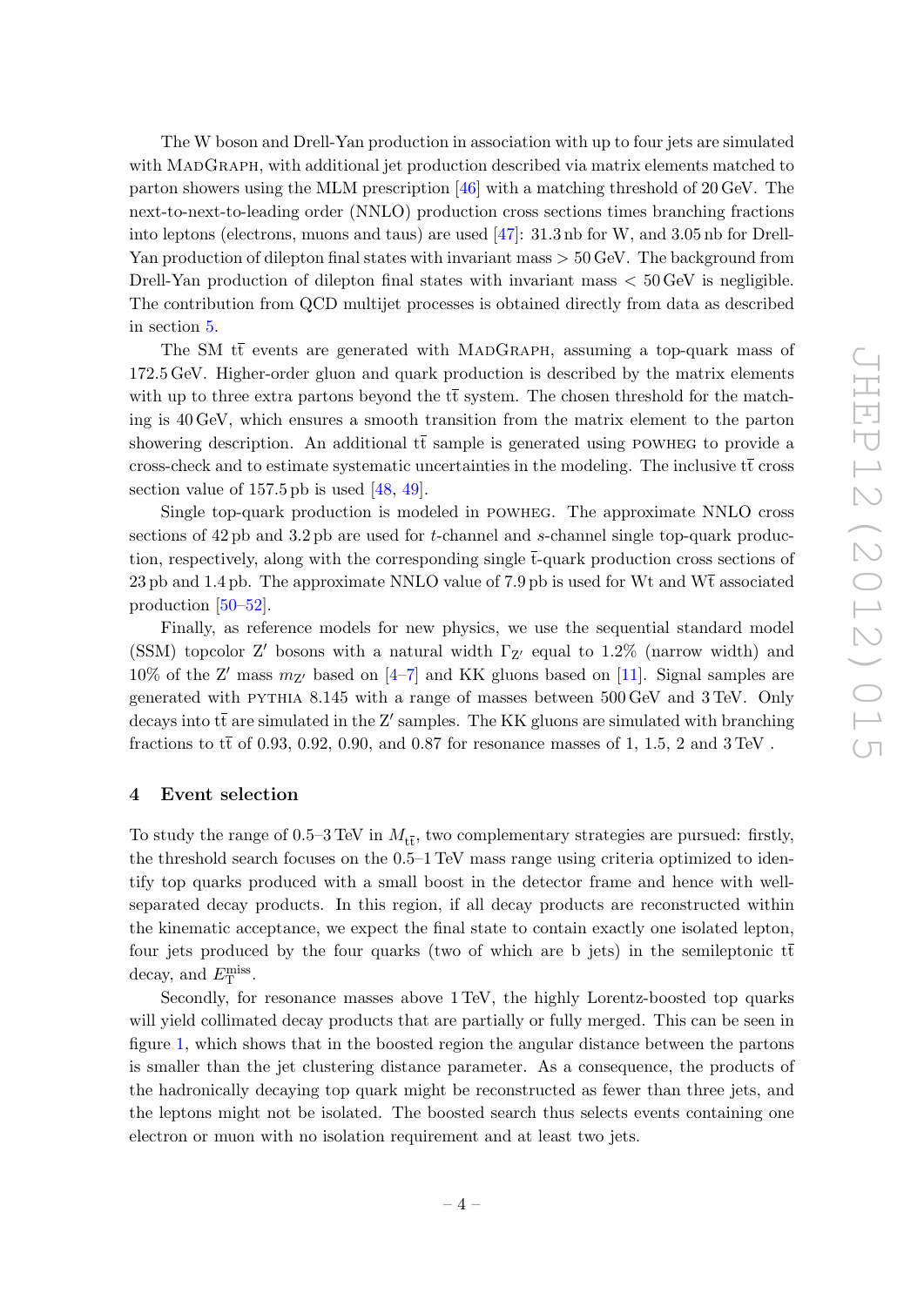The W boson and Drell-Yan production in association with up to four jets are simulated with MadGraph, with additional jet production described via matrix elements matched to parton showers using the MLM prescription [46] with a matching threshold of 20 GeV. The next-to-next-to-leading order (NNLO) production cross sections times branching fractions into leptons (electrons, muons and taus) are used [47]: 31.3 nb for W, and 3.05 nb for Drell-Yan production of dilepton final states with invariant mass > 50 GeV. The background from Drell-Yan production of dilepton final states with invariant mass < 50 GeV is negligible. The contribution from QCD multijet processes is obtained directly from data as described in section 5.

The SM $\mathrm{t\bar{t}}$ events are generated with MadGraph, assuming a top-quark mass of 172.5 GeV. Higher-order gluon and quark production is described by the matrix elements with up to three extra partons beyond the $\mathrm{t\bar{t}}$ system. The chosen threshold for the matching is 40 GeV, which ensures a smooth transition from the matrix element to the parton showering description. An additional $\mathrm{t\bar{t}}$ sample is generated using powheg to provide a cross-check and to estimate systematic uncertainties in the modeling. The inclusive $\mathrm{t\bar{t}}$ cross section value of 157.5 pb is used [48, 49].

Single top-quark production is modeled in powheg. The approximate NNLO cross sections of 42 pb and 3.2 pb are used for $t$-channel and $s$-channel single top-quark production, respectively, along with the corresponding single $\mathrm{\bar{t}}$-quark production cross sections of 23 pb and 1.4 pb. The approximate NNLO value of 7.9 pb is used for Wt and $\mathrm{W\bar{t}}$ associated production [50–52].

Finally, as reference models for new physics, we use the sequential standard model (SSM) topcolor Z′ bosons with a natural width $\Gamma_{\mathrm{Z'}}$ equal to 1.2% (narrow width) and 10% of the Z′ mass $m_{\mathrm{Z'}}$ based on [4–7] and KK gluons based on [11]. Signal samples are generated with pythia 8.145 with a range of masses between 500 GeV and 3 TeV. Only decays into $\mathrm{t\bar{t}}$ are simulated in the Z′ samples. The KK gluons are simulated with branching fractions to $\mathrm{t\bar{t}}$ of 0.93, 0.92, 0.90, and 0.87 for resonance masses of 1, 1.5, 2 and 3 TeV .

## 4 Event selection

To study the range of 0.5–3 TeV in $M_{\mathrm{t\bar{t}}}$, two complementary strategies are pursued: firstly, the threshold search focuses on the 0.5–1 TeV mass range using criteria optimized to identify top quarks produced with a small boost in the detector frame and hence with well-separated decay products. In this region, if all decay products are reconstructed within the kinematic acceptance, we expect the final state to contain exactly one isolated lepton, four jets produced by the four quarks (two of which are b jets) in the semileptonic $\mathrm{t\bar{t}}$ decay, and $E_{\mathrm{T}}^{\mathrm{miss}}$.

Secondly, for resonance masses above 1 TeV, the highly Lorentz-boosted top quarks will yield collimated decay products that are partially or fully merged. This can be seen in figure 1, which shows that in the boosted region the angular distance between the partons is smaller than the jet clustering distance parameter. As a consequence, the products of the hadronically decaying top quark might be reconstructed as fewer than three jets, and the leptons might not be isolated. The boosted search thus selects events containing one electron or muon with no isolation requirement and at least two jets.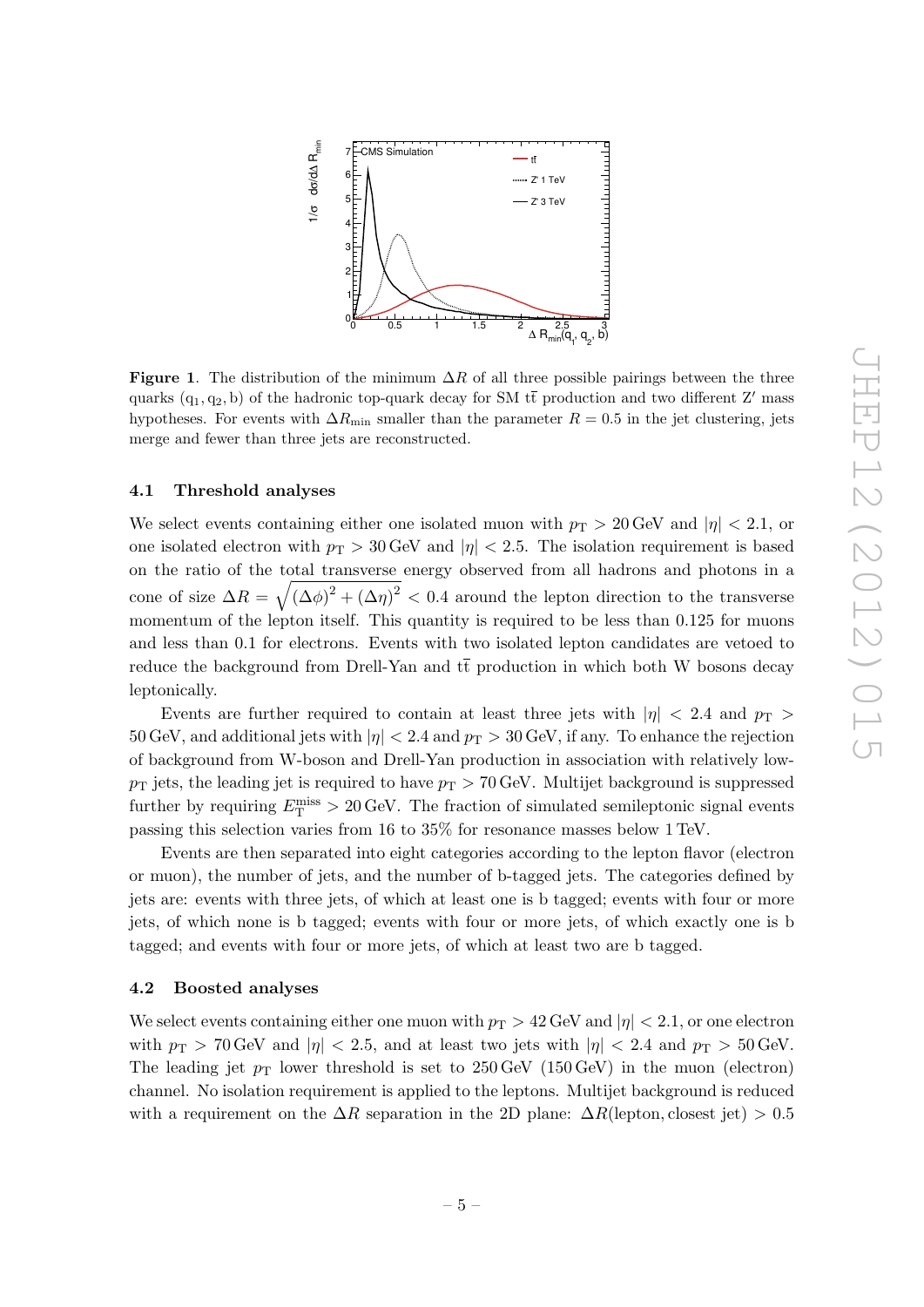**Figure 1**. The distribution of the minimum $\Delta R$ of all three possible pairings between the three quarks $(\mathrm{q}_1, \mathrm{q}_2, \mathrm{b})$ of the hadronic top-quark decay for SM $\mathrm{t\bar{t}}$ production and two different $\mathrm{Z'}$ mass hypotheses. For events with $\Delta R_{\min}$ smaller than the parameter $R = 0.5$ in the jet clustering, jets merge and fewer than three jets are reconstructed.

### 4.1 Threshold analyses

We select events containing either one isolated muon with $p_{\mathrm{T}} > 20\,\mathrm{GeV}$ and $|\eta| < 2.1$, or one isolated electron with $p_{\mathrm{T}} > 30\,\mathrm{GeV}$ and $|\eta| < 2.5$. The isolation requirement is based on the ratio of the total transverse energy observed from all hadrons and photons in a cone of size $\Delta R = \sqrt{(\Delta\phi)^2 + (\Delta\eta)^2} < 0.4$ around the lepton direction to the transverse momentum of the lepton itself. This quantity is required to be less than 0.125 for muons and less than 0.1 for electrons. Events with two isolated lepton candidates are vetoed to reduce the background from Drell-Yan and $\mathrm{t\bar{t}}$ production in which both W bosons decay leptonically.

Events are further required to contain at least three jets with $|\eta| < 2.4$ and $p_{\mathrm{T}} > 50\,\mathrm{GeV}$, and additional jets with $|\eta| < 2.4$ and $p_{\mathrm{T}} > 30\,\mathrm{GeV}$, if any. To enhance the rejection of background from W-boson and Drell-Yan production in association with relatively low-$p_{\mathrm{T}}$ jets, the leading jet is required to have $p_{\mathrm{T}} > 70\,\mathrm{GeV}$. Multijet background is suppressed further by requiring $E_{\mathrm{T}}^{\mathrm{miss}} > 20\,\mathrm{GeV}$. The fraction of simulated semileptonic signal events passing this selection varies from 16 to 35% for resonance masses below 1 TeV.

Events are then separated into eight categories according to the lepton flavor (electron or muon), the number of jets, and the number of b-tagged jets. The categories defined by jets are: events with three jets, of which at least one is b tagged; events with four or more jets, of which none is b tagged; events with four or more jets, of which exactly one is b tagged; and events with four or more jets, of which at least two are b tagged.

### 4.2 Boosted analyses

We select events containing either one muon with $p_{\mathrm{T}} > 42\,\mathrm{GeV}$ and $|\eta| < 2.1$, or one electron with $p_{\mathrm{T}} > 70\,\mathrm{GeV}$ and $|\eta| < 2.5$, and at least two jets with $|\eta| < 2.4$ and $p_{\mathrm{T}} > 50\,\mathrm{GeV}$. The leading jet $p_{\mathrm{T}}$ lower threshold is set to 250 GeV (150 GeV) in the muon (electron) channel. No isolation requirement is applied to the leptons. Multijet background is reduced with a requirement on the $\Delta R$ separation in the 2D plane: $\Delta R(\text{lepton}, \text{closest jet}) > 0.5$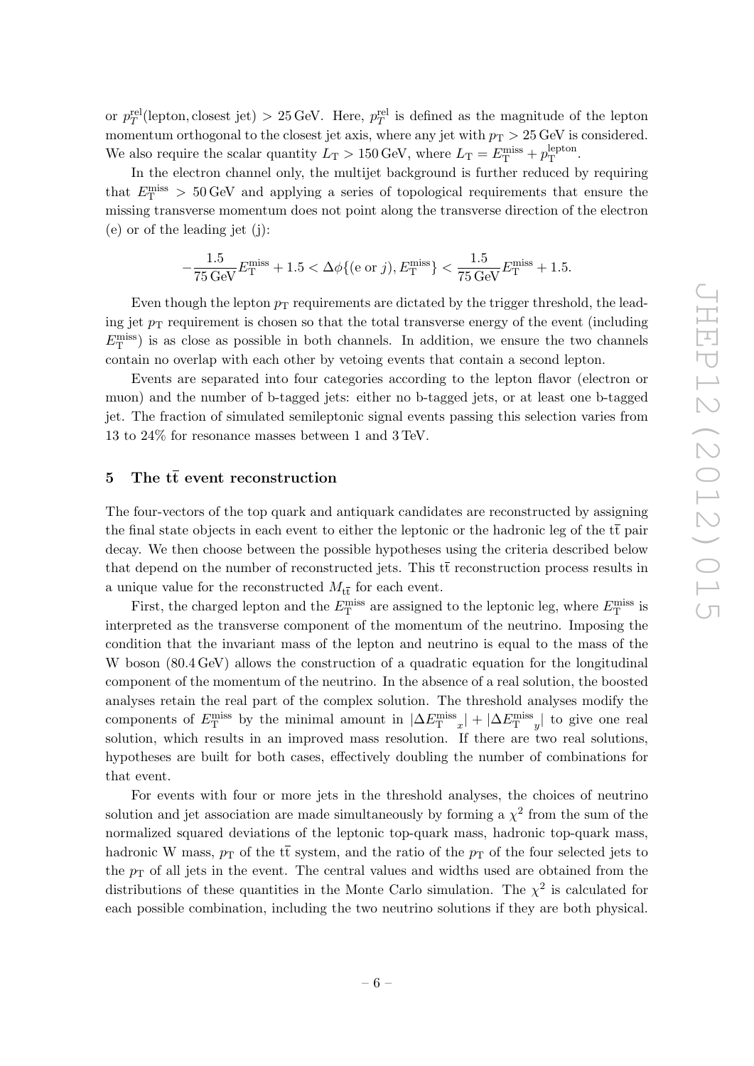or $p_T^{\mathrm{rel}}(\text{lepton, closest jet}) > 25\,\mathrm{GeV}$. Here, $p_T^{\mathrm{rel}}$ is defined as the magnitude of the lepton momentum orthogonal to the closest jet axis, where any jet with $p_{\mathrm{T}} > 25\,\mathrm{GeV}$ is considered. We also require the scalar quantity $L_{\mathrm{T}} > 150\,\mathrm{GeV}$, where $L_{\mathrm{T}} = E_{\mathrm{T}}^{\mathrm{miss}} + p_{\mathrm{T}}^{\mathrm{lepton}}$.

In the electron channel only, the multijet background is further reduced by requiring that $E_{\mathrm{T}}^{\mathrm{miss}} > 50\,\mathrm{GeV}$ and applying a series of topological requirements that ensure the missing transverse momentum does not point along the transverse direction of the electron (e) or of the leading jet (j):

$$-\frac{1.5}{75\,\mathrm{GeV}} E_{\mathrm{T}}^{\mathrm{miss}} + 1.5 < \Delta\phi\{(\mathrm{e~or~}j), E_{\mathrm{T}}^{\mathrm{miss}}\} < \frac{1.5}{75\,\mathrm{GeV}} E_{\mathrm{T}}^{\mathrm{miss}} + 1.5.$$

Even though the lepton $p_{\mathrm{T}}$ requirements are dictated by the trigger threshold, the leading jet $p_{\mathrm{T}}$ requirement is chosen so that the total transverse energy of the event (including $E_{\mathrm{T}}^{\mathrm{miss}}$) is as close as possible in both channels. In addition, we ensure the two channels contain no overlap with each other by vetoing events that contain a second lepton.

Events are separated into four categories according to the lepton flavor (electron or muon) and the number of b-tagged jets: either no b-tagged jets, or at least one b-tagged jet. The fraction of simulated semileptonic signal events passing this selection varies from 13 to 24% for resonance masses between 1 and 3 TeV.

## 5 The $\mathrm{t\bar{t}}$ event reconstruction

The four-vectors of the top quark and antiquark candidates are reconstructed by assigning the final state objects in each event to either the leptonic or the hadronic leg of the $\mathrm{t\bar{t}}$ pair decay. We then choose between the possible hypotheses using the criteria described below that depend on the number of reconstructed jets. This $\mathrm{t\bar{t}}$ reconstruction process results in a unique value for the reconstructed $M_{\mathrm{t\bar{t}}}$ for each event.

First, the charged lepton and the $E_{\mathrm{T}}^{\mathrm{miss}}$ are assigned to the leptonic leg, where $E_{\mathrm{T}}^{\mathrm{miss}}$ is interpreted as the transverse component of the momentum of the neutrino. Imposing the condition that the invariant mass of the lepton and neutrino is equal to the mass of the W boson (80.4 GeV) allows the construction of a quadratic equation for the longitudinal component of the momentum of the neutrino. In the absence of a real solution, the boosted analyses retain the real part of the complex solution. The threshold analyses modify the components of $E_{\mathrm{T}}^{\mathrm{miss}}$ by the minimal amount in $|\Delta E_{\mathrm{T}}^{\mathrm{miss}}{}_x| + |\Delta E_{\mathrm{T}}^{\mathrm{miss}}{}_y|$ to give one real solution, which results in an improved mass resolution. If there are two real solutions, hypotheses are built for both cases, effectively doubling the number of combinations for that event.

For events with four or more jets in the threshold analyses, the choices of neutrino solution and jet association are made simultaneously by forming a $\chi^2$ from the sum of the normalized squared deviations of the leptonic top-quark mass, hadronic top-quark mass, hadronic W mass, $p_{\mathrm{T}}$ of the $\mathrm{t\bar{t}}$ system, and the ratio of the $p_{\mathrm{T}}$ of the four selected jets to the $p_{\mathrm{T}}$ of all jets in the event. The central values and widths used are obtained from the distributions of these quantities in the Monte Carlo simulation. The $\chi^2$ is calculated for each possible combination, including the two neutrino solutions if they are both physical.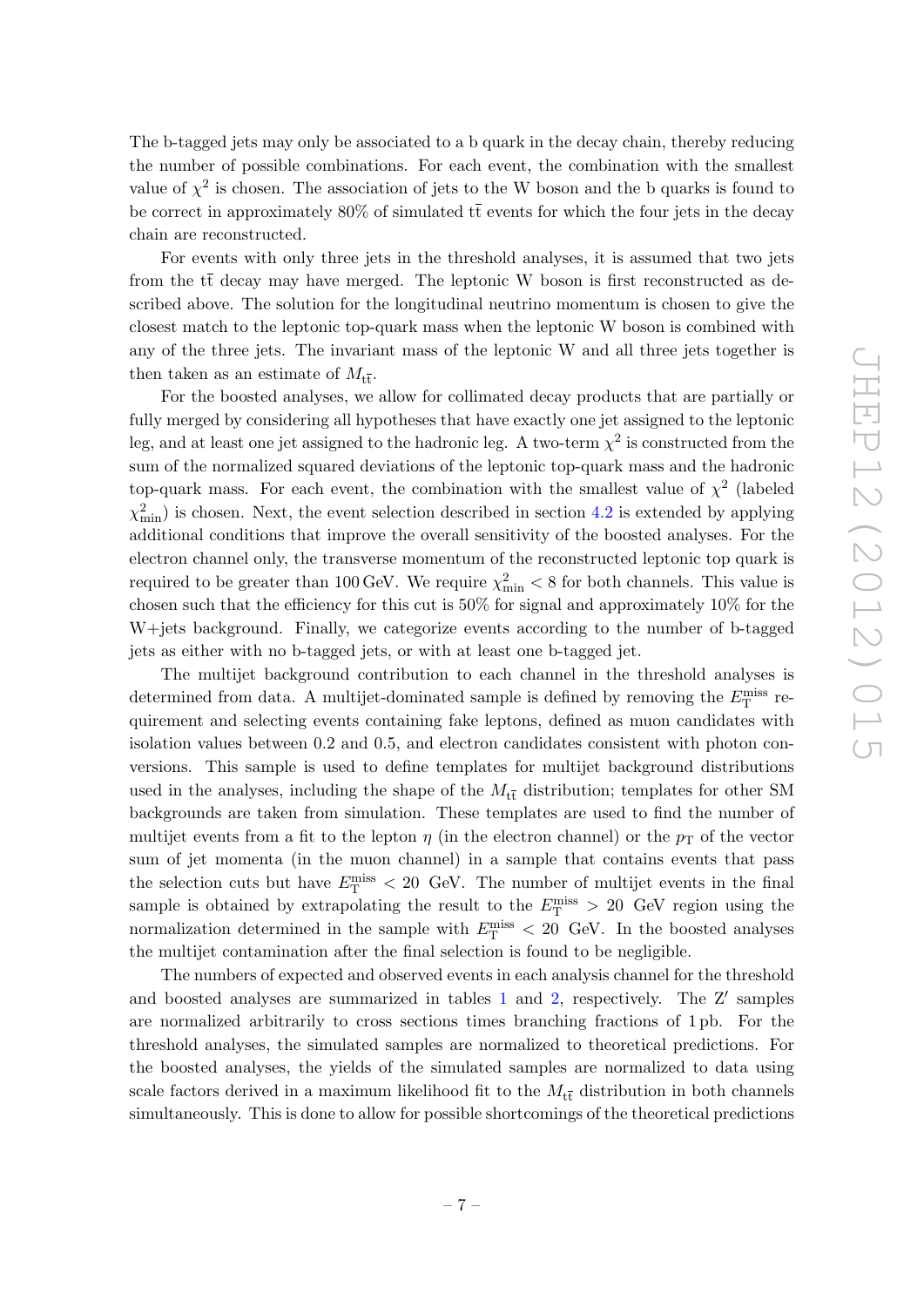The b-tagged jets may only be associated to a b quark in the decay chain, thereby reducing the number of possible combinations. For each event, the combination with the smallest value of $\chi^2$ is chosen. The association of jets to the W boson and the b quarks is found to be correct in approximately 80% of simulated $\mathrm{t\bar{t}}$ events for which the four jets in the decay chain are reconstructed.

For events with only three jets in the threshold analyses, it is assumed that two jets from the $\mathrm{t\bar{t}}$ decay may have merged. The leptonic W boson is first reconstructed as described above. The solution for the longitudinal neutrino momentum is chosen to give the closest match to the leptonic top-quark mass when the leptonic W boson is combined with any of the three jets. The invariant mass of the leptonic W and all three jets together is then taken as an estimate of $M_{\mathrm{t\bar{t}}}$.

For the boosted analyses, we allow for collimated decay products that are partially or fully merged by considering all hypotheses that have exactly one jet assigned to the leptonic leg, and at least one jet assigned to the hadronic leg. A two-term $\chi^2$ is constructed from the sum of the normalized squared deviations of the leptonic top-quark mass and the hadronic top-quark mass. For each event, the combination with the smallest value of $\chi^2$ (labeled $\chi^2_{\mathrm{min}}$) is chosen. Next, the event selection described in section 4.2 is extended by applying additional conditions that improve the overall sensitivity of the boosted analyses. For the electron channel only, the transverse momentum of the reconstructed leptonic top quark is required to be greater than 100 GeV. We require $\chi^2_{\mathrm{min}} < 8$ for both channels. This value is chosen such that the efficiency for this cut is 50% for signal and approximately 10% for the W+jets background. Finally, we categorize events according to the number of b-tagged jets as either with no b-tagged jets, or with at least one b-tagged jet.

The multijet background contribution to each channel in the threshold analyses is determined from data. A multijet-dominated sample is defined by removing the $E_{\mathrm{T}}^{\mathrm{miss}}$ requirement and selecting events containing fake leptons, defined as muon candidates with isolation values between 0.2 and 0.5, and electron candidates consistent with photon conversions. This sample is used to define templates for multijet background distributions used in the analyses, including the shape of the $M_{\mathrm{t\bar{t}}}$ distribution; templates for other SM backgrounds are taken from simulation. These templates are used to find the number of multijet events from a fit to the lepton $\eta$ (in the electron channel) or the $p_{\mathrm{T}}$ of the vector sum of jet momenta (in the muon channel) in a sample that contains events that pass the selection cuts but have $E_{\mathrm{T}}^{\mathrm{miss}} < 20$ GeV. The number of multijet events in the final sample is obtained by extrapolating the result to the $E_{\mathrm{T}}^{\mathrm{miss}} > 20$ GeV region using the normalization determined in the sample with $E_{\mathrm{T}}^{\mathrm{miss}} < 20$ GeV. In the boosted analyses the multijet contamination after the final selection is found to be negligible.

The numbers of expected and observed events in each analysis channel for the threshold and boosted analyses are summarized in tables 1 and 2, respectively. The Z′ samples are normalized arbitrarily to cross sections times branching fractions of 1 pb. For the threshold analyses, the simulated samples are normalized to theoretical predictions. For the boosted analyses, the yields of the simulated samples are normalized to data using scale factors derived in a maximum likelihood fit to the $M_{\mathrm{t\bar{t}}}$ distribution in both channels simultaneously. This is done to allow for possible shortcomings of the theoretical predictions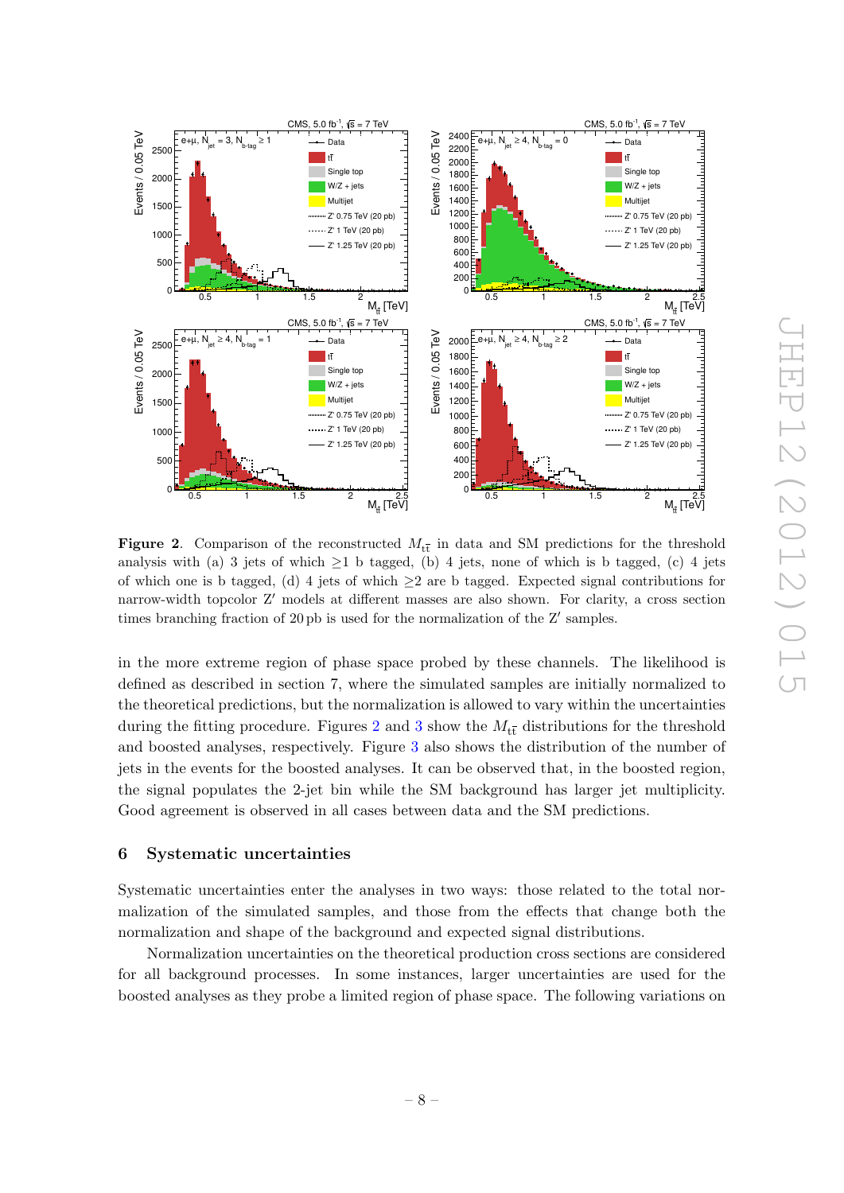**Figure 2**. Comparison of the reconstructed $M_{t\bar{t}}$ in data and SM predictions for the threshold analysis with (a) 3 jets of which $\geq 1$ b tagged, (b) 4 jets, none of which is b tagged, (c) 4 jets of which one is b tagged, (d) 4 jets of which $\geq 2$ are b tagged. Expected signal contributions for narrow-width topcolor Z′ models at different masses are also shown. For clarity, a cross section times branching fraction of 20 pb is used for the normalization of the Z′ samples.

in the more extreme region of phase space probed by these channels. The likelihood is defined as described in section 7, where the simulated samples are initially normalized to the theoretical predictions, but the normalization is allowed to vary within the uncertainties during the fitting procedure. Figures 2 and 3 show the $M_{t\bar{t}}$ distributions for the threshold and boosted analyses, respectively. Figure 3 also shows the distribution of the number of jets in the events for the boosted analyses. It can be observed that, in the boosted region, the signal populates the 2-jet bin while the SM background has larger jet multiplicity. Good agreement is observed in all cases between data and the SM predictions.

## 6 Systematic uncertainties

Systematic uncertainties enter the analyses in two ways: those related to the total normalization of the simulated samples, and those from the effects that change both the normalization and shape of the background and expected signal distributions.

Normalization uncertainties on the theoretical production cross sections are considered for all background processes. In some instances, larger uncertainties are used for the boosted analyses as they probe a limited region of phase space. The following variations on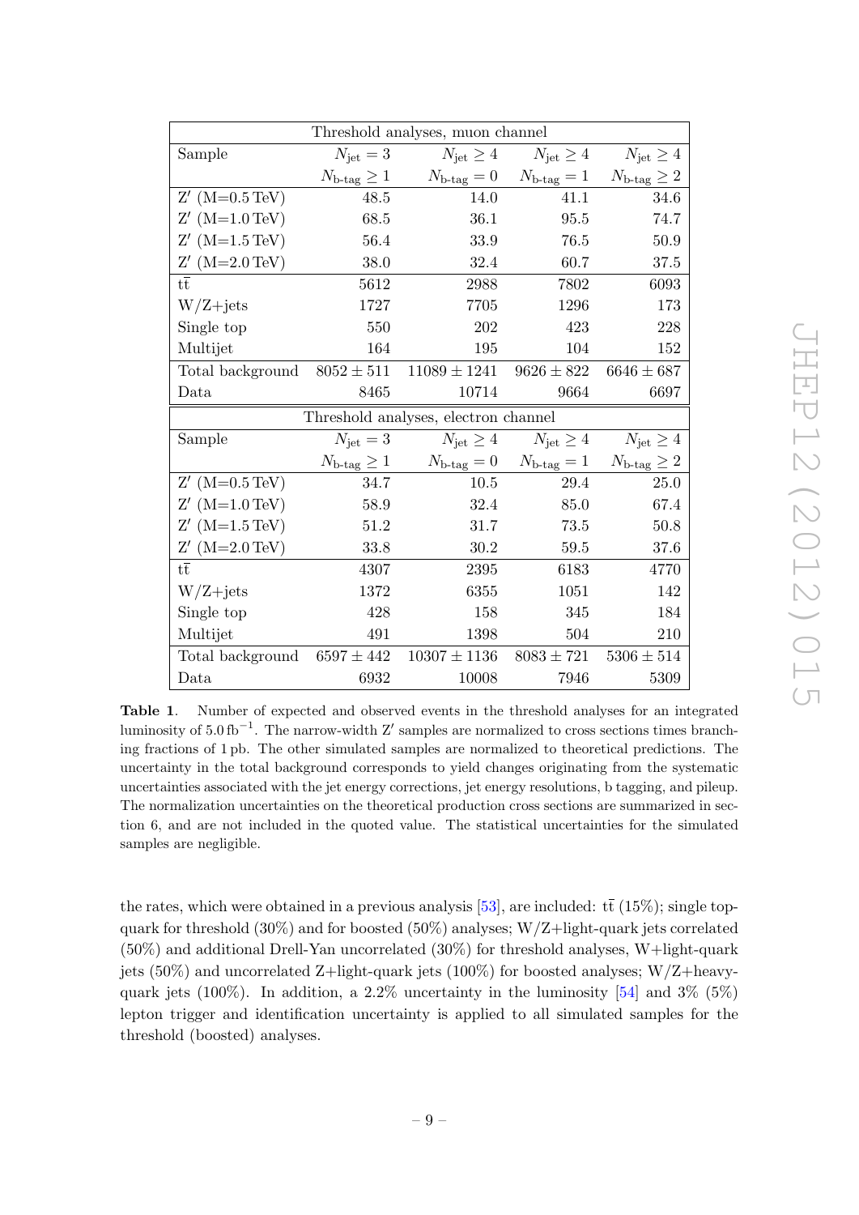| Threshold analyses, muon channel | | | | |
|---|---|---|---|---|
| Sample | $N_{\text{jet}} = 3$ | $N_{\text{jet}} \geq 4$ | $N_{\text{jet}} \geq 4$ | $N_{\text{jet}} \geq 4$ |
| | $N_{\text{b-tag}} \geq 1$ | $N_{\text{b-tag}} = 0$ | $N_{\text{b-tag}} = 1$ | $N_{\text{b-tag}} \geq 2$ |
| Z′ (M=0.5 TeV) | 48.5 | 14.0 | 41.1 | 34.6 |
| Z′ (M=1.0 TeV) | 68.5 | 36.1 | 95.5 | 74.7 |
| Z′ (M=1.5 TeV) | 56.4 | 33.9 | 76.5 | 50.9 |
| Z′ (M=2.0 TeV) | 38.0 | 32.4 | 60.7 | 37.5 |
| $\mathrm{t\bar{t}}$ | 5612 | 2988 | 7802 | 6093 |
| W/Z+jets | 1727 | 7705 | 1296 | 173 |
| Single top | 550 | 202 | 423 | 228 |
| Multijet | 164 | 195 | 104 | 152 |
| Total background | $8052 \pm 511$ | $11089 \pm 1241$ | $9626 \pm 822$ | $6646 \pm 687$ |
| Data | 8465 | 10714 | 9664 | 6697 |

| Threshold analyses, electron channel | | | | |
|---|---|---|---|---|
| Sample | $N_{\text{jet}} = 3$ | $N_{\text{jet}} \geq 4$ | $N_{\text{jet}} \geq 4$ | $N_{\text{jet}} \geq 4$ |
| | $N_{\text{b-tag}} \geq 1$ | $N_{\text{b-tag}} = 0$ | $N_{\text{b-tag}} = 1$ | $N_{\text{b-tag}} \geq 2$ |
| Z′ (M=0.5 TeV) | 34.7 | 10.5 | 29.4 | 25.0 |
| Z′ (M=1.0 TeV) | 58.9 | 32.4 | 85.0 | 67.4 |
| Z′ (M=1.5 TeV) | 51.2 | 31.7 | 73.5 | 50.8 |
| Z′ (M=2.0 TeV) | 33.8 | 30.2 | 59.5 | 37.6 |
| $\mathrm{t\bar{t}}$ | 4307 | 2395 | 6183 | 4770 |
| W/Z+jets | 1372 | 6355 | 1051 | 142 |
| Single top | 428 | 158 | 345 | 184 |
| Multijet | 491 | 1398 | 504 | 210 |
| Total background | $6597 \pm 442$ | $10307 \pm 1136$ | $8083 \pm 721$ | $5306 \pm 514$ |
| Data | 6932 | 10008 | 7946 | 5309 |

**Table 1**. Number of expected and observed events in the threshold analyses for an integrated luminosity of $5.0\,\text{fb}^{-1}$. The narrow-width Z′ samples are normalized to cross sections times branching fractions of 1 pb. The other simulated samples are normalized to theoretical predictions. The uncertainty in the total background corresponds to yield changes originating from the systematic uncertainties associated with the jet energy corrections, jet energy resolutions, b tagging, and pileup. The normalization uncertainties on the theoretical production cross sections are summarized in section 6, and are not included in the quoted value. The statistical uncertainties for the simulated samples are negligible.

the rates, which were obtained in a previous analysis [53], are included: $\mathrm{t\bar{t}}$ (15%); single top-quark for threshold (30%) and for boosted (50%) analyses; W/Z+light-quark jets correlated (50%) and additional Drell-Yan uncorrelated (30%) for threshold analyses, W+light-quark jets (50%) and uncorrelated Z+light-quark jets (100%) for boosted analyses; W/Z+heavy-quark jets (100%). In addition, a 2.2% uncertainty in the luminosity [54] and 3% (5%) lepton trigger and identification uncertainty is applied to all simulated samples for the threshold (boosted) analyses.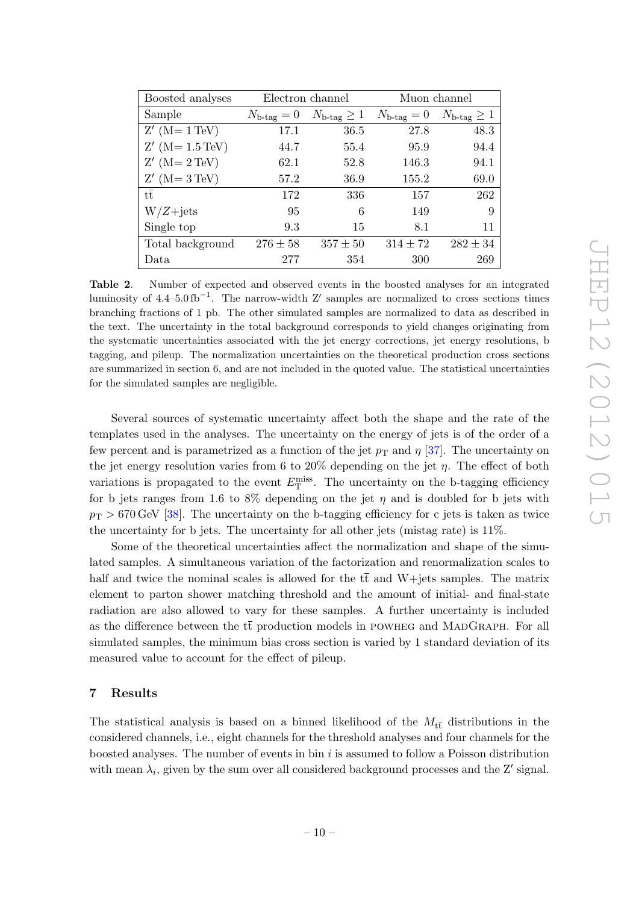| Boosted analyses | Electron channel | | Muon channel | |
|---|---|---|---|---|
| Sample | $N_{\text{b-tag}} = 0$ | $N_{\text{b-tag}} \geq 1$ | $N_{\text{b-tag}} = 0$ | $N_{\text{b-tag}} \geq 1$ |
| $Z'$ (M= 1 TeV) | 17.1 | 36.5 | 27.8 | 48.3 |
| $Z'$ (M= 1.5 TeV) | 44.7 | 55.4 | 95.9 | 94.4 |
| $Z'$ (M= 2 TeV) | 62.1 | 52.8 | 146.3 | 94.1 |
| $Z'$ (M= 3 TeV) | 57.2 | 36.9 | 155.2 | 69.0 |
| $t\bar{t}$ | 172 | 336 | 157 | 262 |
| $W/Z$+jets | 95 | 6 | 149 | 9 |
| Single top | 9.3 | 15 | 8.1 | 11 |
| Total background | $276 \pm 58$ | $357 \pm 50$ | $314 \pm 72$ | $282 \pm 34$ |
| Data | 277 | 354 | 300 | 269 |

**Table 2.** Number of expected and observed events in the boosted analyses for an integrated luminosity of 4.4–5.0 $\text{fb}^{-1}$. The narrow-width $Z'$ samples are normalized to cross sections times branching fractions of 1 pb. The other simulated samples are normalized to data as described in the text. The uncertainty in the total background corresponds to yield changes originating from the systematic uncertainties associated with the jet energy corrections, jet energy resolutions, b tagging, and pileup. The normalization uncertainties on the theoretical production cross sections are summarized in section 6, and are not included in the quoted value. The statistical uncertainties for the simulated samples are negligible.

Several sources of systematic uncertainty affect both the shape and the rate of the templates used in the analyses. The uncertainty on the energy of jets is of the order of a few percent and is parametrized as a function of the jet $p_T$ and $\eta$ [37]. The uncertainty on the jet energy resolution varies from 6 to 20% depending on the jet $\eta$. The effect of both variations is propagated to the event $E_T^{\text{miss}}$. The uncertainty on the b-tagging efficiency for b jets ranges from 1.6 to 8% depending on the jet $\eta$ and is doubled for b jets with $p_T > 670\,\text{GeV}$ [38]. The uncertainty on the b-tagging efficiency for c jets is taken as twice the uncertainty for b jets. The uncertainty for all other jets (mistag rate) is 11%.

Some of the theoretical uncertainties affect the normalization and shape of the simulated samples. A simultaneous variation of the factorization and renormalization scales to half and twice the nominal scales is allowed for the $t\bar{t}$ and W+jets samples. The matrix element to parton shower matching threshold and the amount of initial- and final-state radiation are also allowed to vary for these samples. A further uncertainty is included as the difference between the $t\bar{t}$ production models in POWHEG and MADGRAPH. For all simulated samples, the minimum bias cross section is varied by 1 standard deviation of its measured value to account for the effect of pileup.

## 7 Results

The statistical analysis is based on a binned likelihood of the $M_{t\bar{t}}$ distributions in the considered channels, i.e., eight channels for the threshold analyses and four channels for the boosted analyses. The number of events in bin $i$ is assumed to follow a Poisson distribution with mean $\lambda_i$, given by the sum over all considered background processes and the $Z'$ signal.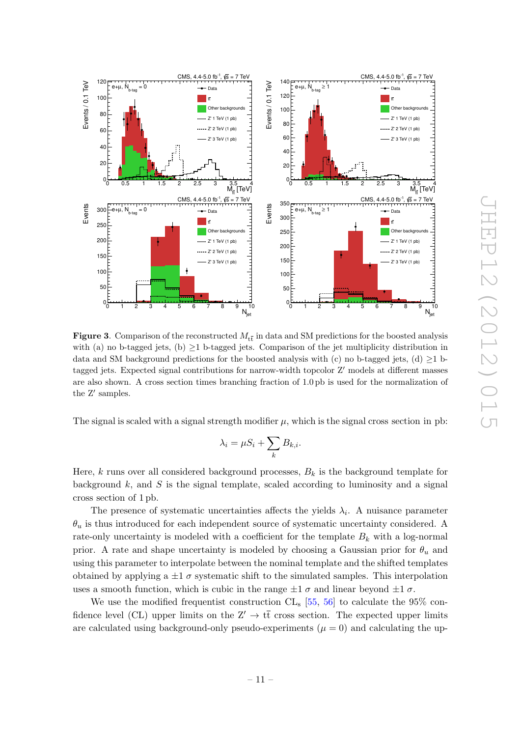**Figure 3**. Comparison of the reconstructed $M_{t\bar{t}}$ in data and SM predictions for the boosted analysis with (a) no b-tagged jets, (b) $\geq$1 b-tagged jets. Comparison of the jet multiplicity distribution in data and SM background predictions for the boosted analysis with (c) no b-tagged jets, (d) $\geq$1 b-tagged jets. Expected signal contributions for narrow-width topcolor Z′ models at different masses are also shown. A cross section times branching fraction of 1.0 pb is used for the normalization of the Z′ samples.

The signal is scaled with a signal strength modifier $\mu$, which is the signal cross section in pb:

$$\lambda_i = \mu S_i + \sum_k B_{k,i}.$$

Here, $k$ runs over all considered background processes, $B_k$ is the background template for background $k$, and $S$ is the signal template, scaled according to luminosity and a signal cross section of 1 pb.

The presence of systematic uncertainties affects the yields $\lambda_i$. A nuisance parameter $\theta_u$ is thus introduced for each independent source of systematic uncertainty considered. A rate-only uncertainty is modeled with a coefficient for the template $B_k$ with a log-normal prior. A rate and shape uncertainty is modeled by choosing a Gaussian prior for $\theta_u$ and using this parameter to interpolate between the nominal template and the shifted templates obtained by applying a $\pm 1\ \sigma$ systematic shift to the simulated samples. This interpolation uses a smooth function, which is cubic in the range $\pm 1\ \sigma$ and linear beyond $\pm 1\ \sigma$.

We use the modified frequentist construction $\text{CL}_\text{s}$ [55, 56] to calculate the 95% confidence level (CL) upper limits on the $\text{Z}' \to t\bar{t}$ cross section. The expected upper limits are calculated using background-only pseudo-experiments ($\mu = 0$) and calculating the up-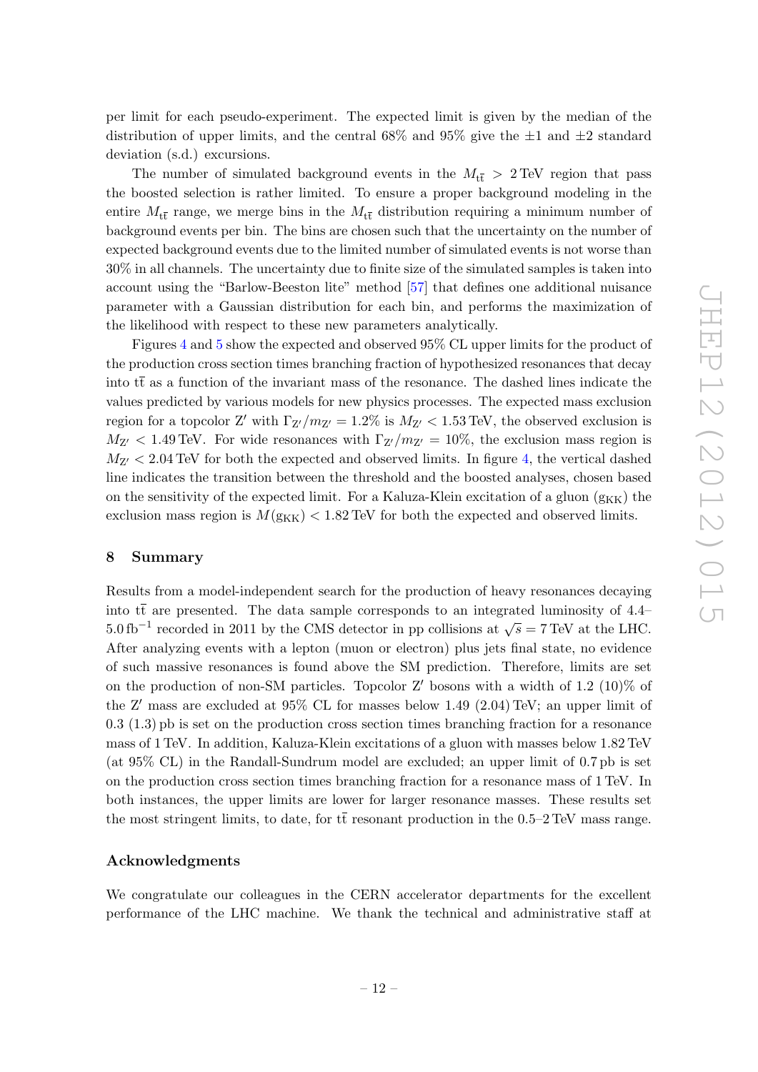per limit for each pseudo-experiment. The expected limit is given by the median of the distribution of upper limits, and the central 68% and 95% give the ±1 and ±2 standard deviation (s.d.) excursions.

The number of simulated background events in the $M_{t\bar{t}} > 2\,\text{TeV}$ region that pass the boosted selection is rather limited. To ensure a proper background modeling in the entire $M_{t\bar{t}}$ range, we merge bins in the $M_{t\bar{t}}$ distribution requiring a minimum number of background events per bin. The bins are chosen such that the uncertainty on the number of expected background events due to the limited number of simulated events is not worse than 30% in all channels. The uncertainty due to finite size of the simulated samples is taken into account using the "Barlow-Beeston lite" method [57] that defines one additional nuisance parameter with a Gaussian distribution for each bin, and performs the maximization of the likelihood with respect to these new parameters analytically.

Figures 4 and 5 show the expected and observed 95% CL upper limits for the product of the production cross section times branching fraction of hypothesized resonances that decay into $t\bar{t}$ as a function of the invariant mass of the resonance. The dashed lines indicate the values predicted by various models for new physics processes. The expected mass exclusion region for a topcolor Z′ with $\Gamma_{Z'}/m_{Z'} = 1.2\%$ is $M_{Z'} < 1.53\,\text{TeV}$, the observed exclusion is $M_{Z'} < 1.49\,\text{TeV}$. For wide resonances with $\Gamma_{Z'}/m_{Z'} = 10\%$, the exclusion mass region is $M_{Z'} < 2.04\,\text{TeV}$ for both the expected and observed limits. In figure 4, the vertical dashed line indicates the transition between the threshold and the boosted analyses, chosen based on the sensitivity of the expected limit. For a Kaluza-Klein excitation of a gluon ($g_{KK}$) the exclusion mass region is $M(g_{KK}) < 1.82\,\text{TeV}$ for both the expected and observed limits.

## 8 Summary

Results from a model-independent search for the production of heavy resonances decaying into $t\bar{t}$ are presented. The data sample corresponds to an integrated luminosity of 4.4–5.0 $\text{fb}^{-1}$ recorded in 2011 by the CMS detector in pp collisions at $\sqrt{s} = 7\,\text{TeV}$ at the LHC. After analyzing events with a lepton (muon or electron) plus jets final state, no evidence of such massive resonances is found above the SM prediction. Therefore, limits are set on the production of non-SM particles. Topcolor Z′ bosons with a width of 1.2 (10)% of the Z′ mass are excluded at 95% CL for masses below 1.49 (2.04) TeV; an upper limit of 0.3 (1.3) pb is set on the production cross section times branching fraction for a resonance mass of 1 TeV. In addition, Kaluza-Klein excitations of a gluon with masses below 1.82 TeV (at 95% CL) in the Randall-Sundrum model are excluded; an upper limit of 0.7 pb is set on the production cross section times branching fraction for a resonance mass of 1 TeV. In both instances, the upper limits are lower for larger resonance masses. These results set the most stringent limits, to date, for $t\bar{t}$ resonant production in the 0.5–2 TeV mass range.

### Acknowledgments

We congratulate our colleagues in the CERN accelerator departments for the excellent performance of the LHC machine. We thank the technical and administrative staff at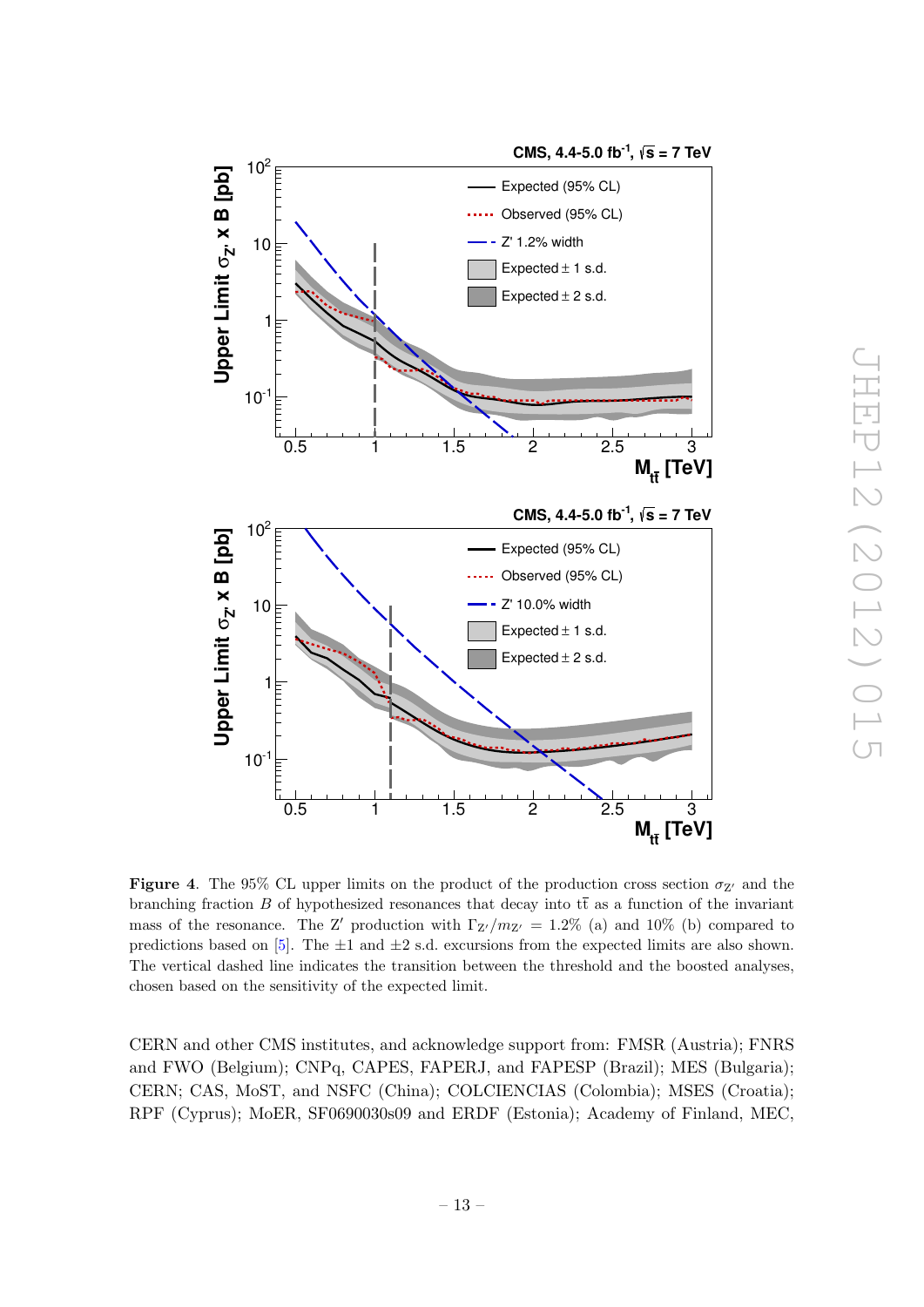**Figure 4**. The 95% CL upper limits on the product of the production cross section $\sigma_{Z'}$ and the branching fraction $B$ of hypothesized resonances that decay into $t\bar{t}$ as a function of the invariant mass of the resonance. The Z′ production with $\Gamma_{Z'}/m_{Z'} = 1.2\%$ (a) and 10% (b) compared to predictions based on [5]. The ±1 and ±2 s.d. excursions from the expected limits are also shown. The vertical dashed line indicates the transition between the threshold and the boosted analyses, chosen based on the sensitivity of the expected limit.

CERN and other CMS institutes, and acknowledge support from: FMSR (Austria); FNRS and FWO (Belgium); CNPq, CAPES, FAPERJ, and FAPESP (Brazil); MES (Bulgaria); CERN; CAS, MoST, and NSFC (China); COLCIENCIAS (Colombia); MSES (Croatia); RPF (Cyprus); MoER, SF0690030s09 and ERDF (Estonia); Academy of Finland, MEC,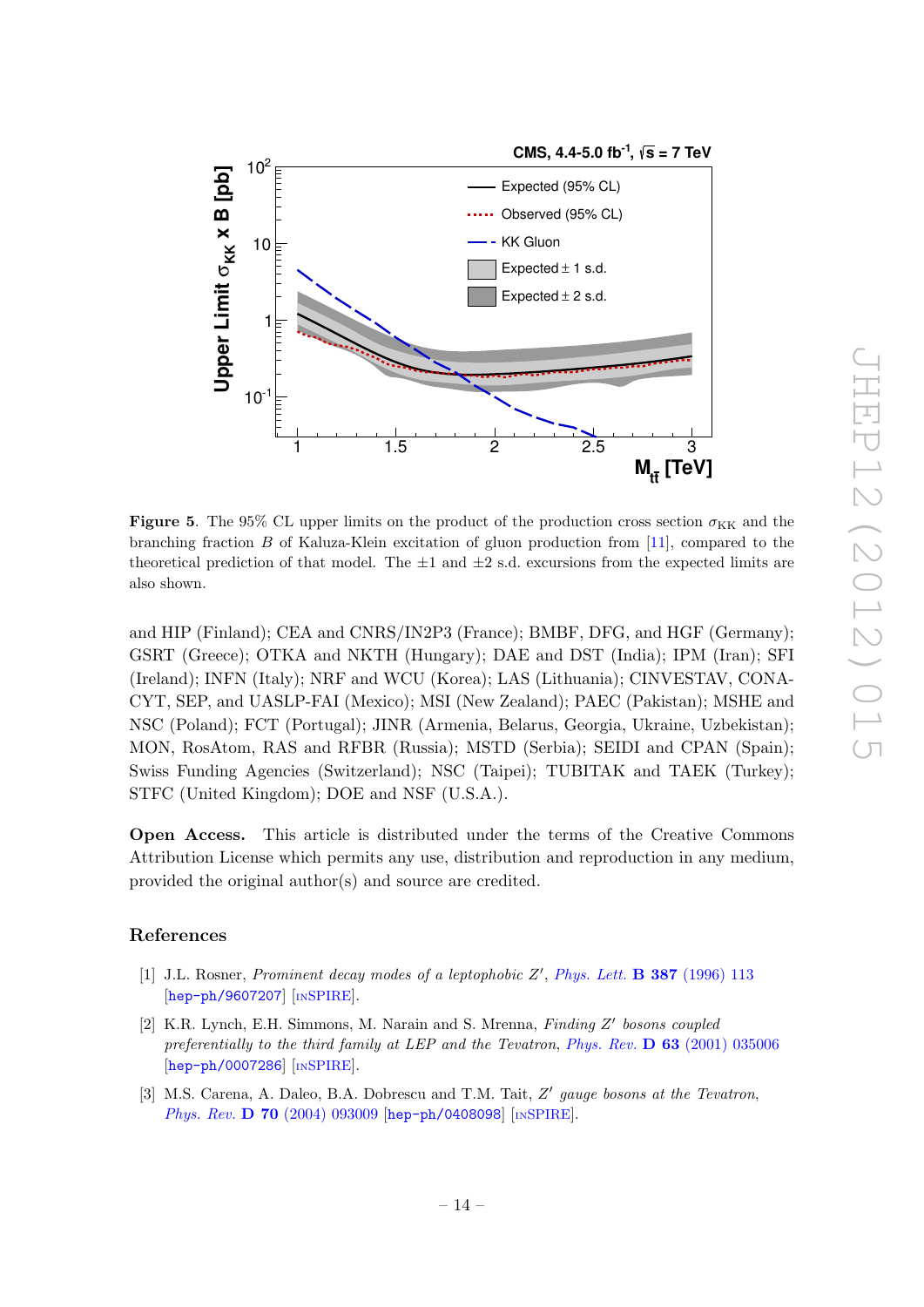**Figure 5**. The 95% CL upper limits on the product of the production cross section $\sigma_{\mathrm{KK}}$ and the branching fraction $B$ of Kaluza-Klein excitation of gluon production from [11], compared to the theoretical prediction of that model. The $\pm 1$ and $\pm 2$ s.d. excursions from the expected limits are also shown.

and HIP (Finland); CEA and CNRS/IN2P3 (France); BMBF, DFG, and HGF (Germany); GSRT (Greece); OTKA and NKTH (Hungary); DAE and DST (India); IPM (Iran); SFI (Ireland); INFN (Italy); NRF and WCU (Korea); LAS (Lithuania); CINVESTAV, CONACYT, SEP, and UASLP-FAI (Mexico); MSI (New Zealand); PAEC (Pakistan); MSHE and NSC (Poland); FCT (Portugal); JINR (Armenia, Belarus, Georgia, Ukraine, Uzbekistan); MON, RosAtom, RAS and RFBR (Russia); MSTD (Serbia); SEIDI and CPAN (Spain); Swiss Funding Agencies (Switzerland); NSC (Taipei); TUBITAK and TAEK (Turkey); STFC (United Kingdom); DOE and NSF (U.S.A.).

**Open Access.** This article is distributed under the terms of the Creative Commons Attribution License which permits any use, distribution and reproduction in any medium, provided the original author(s) and source are credited.

## References

[1] J.L. Rosner, *Prominent decay modes of a leptophobic $Z'$*, *Phys. Lett.* **B 387** (1996) 113 [hep-ph/9607207] [INSPIRE].

[2] K.R. Lynch, E.H. Simmons, M. Narain and S. Mrenna, *Finding $Z'$ bosons coupled preferentially to the third family at LEP and the Tevatron*, *Phys. Rev.* **D 63** (2001) 035006 [hep-ph/0007286] [INSPIRE].

[3] M.S. Carena, A. Daleo, B.A. Dobrescu and T.M. Tait, *$Z'$ gauge bosons at the Tevatron*, *Phys. Rev.* **D 70** (2004) 093009 [hep-ph/0408098] [INSPIRE].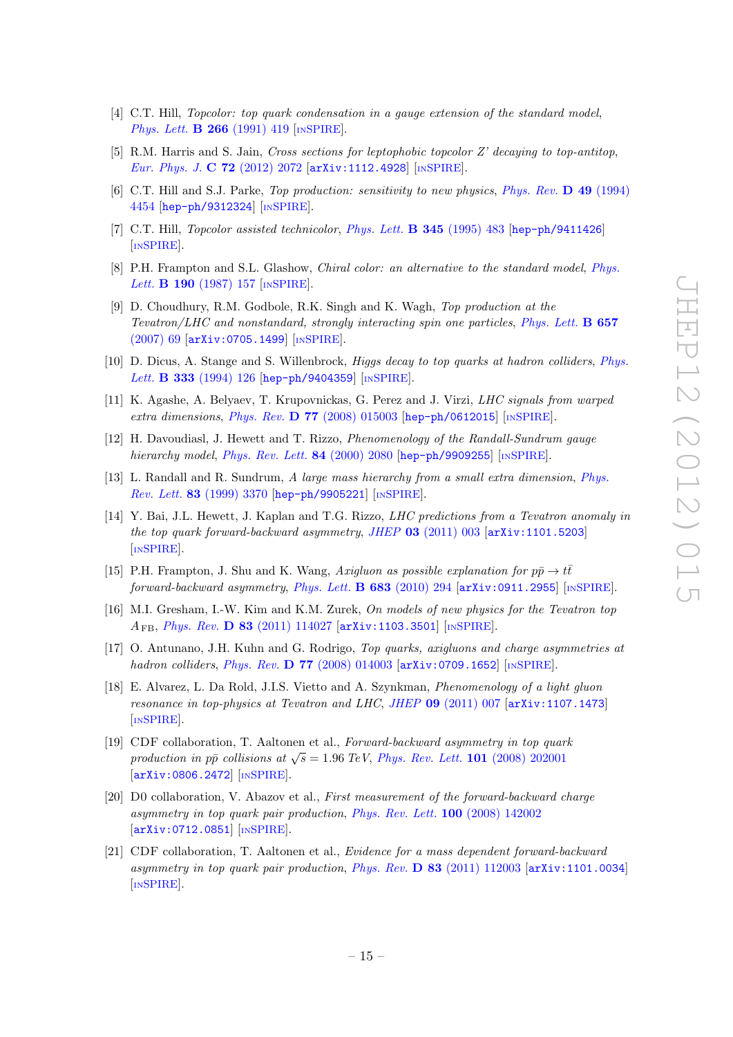[4] C.T. Hill, *Topcolor: top quark condensation in a gauge extension of the standard model*, *Phys. Lett.* **B 266** (1991) 419 [INSPIRE].

[5] R.M. Harris and S. Jain, *Cross sections for leptophobic topcolor Z' decaying to top-antitop*, *Eur. Phys. J.* **C 72** (2012) 2072 [arXiv:1112.4928] [INSPIRE].

[6] C.T. Hill and S.J. Parke, *Top production: sensitivity to new physics*, *Phys. Rev.* **D 49** (1994) 4454 [hep-ph/9312324] [INSPIRE].

[7] C.T. Hill, *Topcolor assisted technicolor*, *Phys. Lett.* **B 345** (1995) 483 [hep-ph/9411426] [INSPIRE].

[8] P.H. Frampton and S.L. Glashow, *Chiral color: an alternative to the standard model*, *Phys. Lett.* **B 190** (1987) 157 [INSPIRE].

[9] D. Choudhury, R.M. Godbole, R.K. Singh and K. Wagh, *Top production at the Tevatron/LHC and nonstandard, strongly interacting spin one particles*, *Phys. Lett.* **B 657** (2007) 69 [arXiv:0705.1499] [INSPIRE].

[10] D. Dicus, A. Stange and S. Willenbrock, *Higgs decay to top quarks at hadron colliders*, *Phys. Lett.* **B 333** (1994) 126 [hep-ph/9404359] [INSPIRE].

[11] K. Agashe, A. Belyaev, T. Krupovnickas, G. Perez and J. Virzi, *LHC signals from warped extra dimensions*, *Phys. Rev.* **D 77** (2008) 015003 [hep-ph/0612015] [INSPIRE].

[12] H. Davoudiasl, J. Hewett and T. Rizzo, *Phenomenology of the Randall-Sundrum gauge hierarchy model*, *Phys. Rev. Lett.* **84** (2000) 2080 [hep-ph/9909255] [INSPIRE].

[13] L. Randall and R. Sundrum, *A large mass hierarchy from a small extra dimension*, *Phys. Rev. Lett.* **83** (1999) 3370 [hep-ph/9905221] [INSPIRE].

[14] Y. Bai, J.L. Hewett, J. Kaplan and T.G. Rizzo, *LHC predictions from a Tevatron anomaly in the top quark forward-backward asymmetry*, *JHEP* **03** (2011) 003 [arXiv:1101.5203] [INSPIRE].

[15] P.H. Frampton, J. Shu and K. Wang, *Axigluon as possible explanation for $p\bar{p} \to t\bar{t}$ forward-backward asymmetry*, *Phys. Lett.* **B 683** (2010) 294 [arXiv:0911.2955] [INSPIRE].

[16] M.I. Gresham, I.-W. Kim and K.M. Zurek, *On models of new physics for the Tevatron top $A_{\rm FB}$*, *Phys. Rev.* **D 83** (2011) 114027 [arXiv:1103.3501] [INSPIRE].

[17] O. Antunano, J.H. Kuhn and G. Rodrigo, *Top quarks, axigluons and charge asymmetries at hadron colliders*, *Phys. Rev.* **D 77** (2008) 014003 [arXiv:0709.1652] [INSPIRE].

[18] E. Alvarez, L. Da Rold, J.I.S. Vietto and A. Szynkman, *Phenomenology of a light gluon resonance in top-physics at Tevatron and LHC*, *JHEP* **09** (2011) 007 [arXiv:1107.1473] [INSPIRE].

[19] CDF collaboration, T. Aaltonen et al., *Forward-backward asymmetry in top quark production in $p\bar{p}$ collisions at $\sqrt{s} = 1.96$ TeV*, *Phys. Rev. Lett.* **101** (2008) 202001 [arXiv:0806.2472] [INSPIRE].

[20] D0 collaboration, V. Abazov et al., *First measurement of the forward-backward charge asymmetry in top quark pair production*, *Phys. Rev. Lett.* **100** (2008) 142002 [arXiv:0712.0851] [INSPIRE].

[21] CDF collaboration, T. Aaltonen et al., *Evidence for a mass dependent forward-backward asymmetry in top quark pair production*, *Phys. Rev.* **D 83** (2011) 112003 [arXiv:1101.0034] [INSPIRE].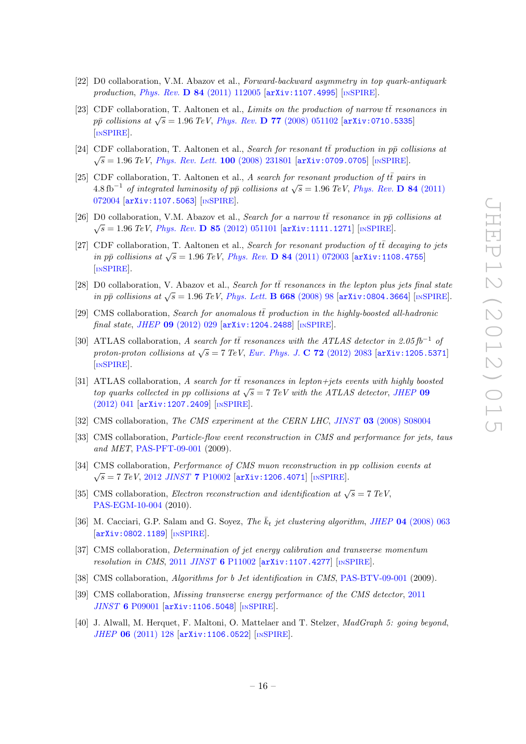[22] D0 collaboration, V.M. Abazov et al., *Forward-backward asymmetry in top quark-antiquark production*, Phys. Rev. **D 84** (2011) 112005 [arXiv:1107.4995] [INSPIRE].

[23] CDF collaboration, T. Aaltonen et al., *Limits on the production of narrow $t\bar{t}$ resonances in $p\bar{p}$ collisions at $\sqrt{s} = 1.96$ TeV*, Phys. Rev. **D 77** (2008) 051102 [arXiv:0710.5335] [INSPIRE].

[24] CDF collaboration, T. Aaltonen et al., *Search for resonant $t\bar{t}$ production in $p\bar{p}$ collisions at $\sqrt{s} = 1.96$ TeV*, Phys. Rev. Lett. **100** (2008) 231801 [arXiv:0709.0705] [INSPIRE].

[25] CDF collaboration, T. Aaltonen et al., *A search for resonant production of $t\bar{t}$ pairs in $4.8\,\text{fb}^{-1}$ of integrated luminosity of $p\bar{p}$ collisions at $\sqrt{s} = 1.96$ TeV*, Phys. Rev. **D 84** (2011) 072004 [arXiv:1107.5063] [INSPIRE].

[26] D0 collaboration, V.M. Abazov et al., *Search for a narrow $t\bar{t}$ resonance in $p\bar{p}$ collisions at $\sqrt{s} = 1.96$ TeV*, Phys. Rev. **D 85** (2012) 051101 [arXiv:1111.1271] [INSPIRE].

[27] CDF collaboration, T. Aaltonen et al., *Search for resonant production of $t\bar{t}$ decaying to jets in $p\bar{p}$ collisions at $\sqrt{s} = 1.96$ TeV*, Phys. Rev. **D 84** (2011) 072003 [arXiv:1108.4755] [INSPIRE].

[28] D0 collaboration, V. Abazov et al., *Search for $t\bar{t}$ resonances in the lepton plus jets final state in $p\bar{p}$ collisions at $\sqrt{s} = 1.96$ TeV*, Phys. Lett. **B 668** (2008) 98 [arXiv:0804.3664] [INSPIRE].

[29] CMS collaboration, *Search for anomalous $t\bar{t}$ production in the highly-boosted all-hadronic final state*, JHEP **09** (2012) 029 [arXiv:1204.2488] [INSPIRE].

[30] ATLAS collaboration, *A search for $t\bar{t}$ resonances with the ATLAS detector in $2.05\,fb^{-1}$ of proton-proton collisions at $\sqrt{s} = 7$ TeV*, Eur. Phys. J. **C 72** (2012) 2083 [arXiv:1205.5371] [INSPIRE].

[31] ATLAS collaboration, *A search for $t\bar{t}$ resonances in lepton+jets events with highly boosted top quarks collected in pp collisions at $\sqrt{s} = 7$ TeV with the ATLAS detector*, JHEP **09** (2012) 041 [arXiv:1207.2409] [INSPIRE].

[32] CMS collaboration, *The CMS experiment at the CERN LHC*, JINST **03** (2008) S08004

[33] CMS collaboration, *Particle-flow event reconstruction in CMS and performance for jets, taus and MET*, PAS-PFT-09-001 (2009).

[34] CMS collaboration, *Performance of CMS muon reconstruction in pp collision events at $\sqrt{s} = 7$ TeV*, 2012 JINST **7** P10002 [arXiv:1206.4071] [INSPIRE].

[35] CMS collaboration, *Electron reconstruction and identification at $\sqrt{s} = 7$ TeV*, PAS-EGM-10-004 (2010).

[36] M. Cacciari, G.P. Salam and G. Soyez, *The $\bar{k}_t$ jet clustering algorithm*, JHEP **04** (2008) 063 [arXiv:0802.1189] [INSPIRE].

[37] CMS collaboration, *Determination of jet energy calibration and transverse momentum resolution in CMS*, 2011 JINST **6** P11002 [arXiv:1107.4277] [INSPIRE].

[38] CMS collaboration, *Algorithms for b Jet identification in CMS*, PAS-BTV-09-001 (2009).

[39] CMS collaboration, *Missing transverse energy performance of the CMS detector*, 2011 JINST **6** P09001 [arXiv:1106.5048] [INSPIRE].

[40] J. Alwall, M. Herquet, F. Maltoni, O. Mattelaer and T. Stelzer, *MadGraph 5: going beyond*, JHEP **06** (2011) 128 [arXiv:1106.0522] [INSPIRE].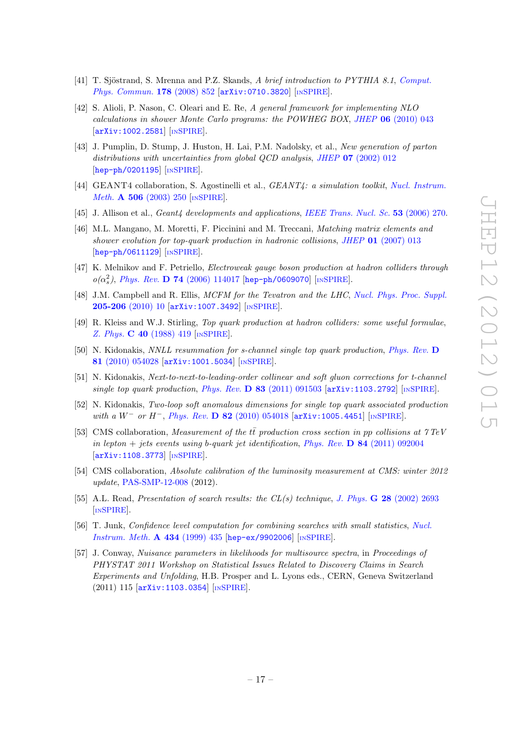[41] T. Sjöstrand, S. Mrenna and P.Z. Skands, *A brief introduction to PYTHIA 8.1*, Comput. Phys. Commun. **178** (2008) 852 [arXiv:0710.3820] [INSPIRE].

[42] S. Alioli, P. Nason, C. Oleari and E. Re, *A general framework for implementing NLO calculations in shower Monte Carlo programs: the POWHEG BOX*, JHEP **06** (2010) 043 [arXiv:1002.2581] [INSPIRE].

[43] J. Pumplin, D. Stump, J. Huston, H. Lai, P.M. Nadolsky, et al., *New generation of parton distributions with uncertainties from global QCD analysis*, JHEP **07** (2002) 012 [hep-ph/0201195] [INSPIRE].

[44] GEANT4 collaboration, S. Agostinelli et al., *GEANT4: a simulation toolkit*, Nucl. Instrum. Meth. **A 506** (2003) 250 [INSPIRE].

[45] J. Allison et al., *Geant4 developments and applications*, IEEE Trans. Nucl. Sc. **53** (2006) 270.

[46] M.L. Mangano, M. Moretti, F. Piccinini and M. Treccani, *Matching matrix elements and shower evolution for top-quark production in hadronic collisions*, JHEP **01** (2007) 013 [hep-ph/0611129] [INSPIRE].

[47] K. Melnikov and F. Petriello, *Electroweak gauge boson production at hadron colliders through $o(\alpha_s^2)$*, Phys. Rev. **D 74** (2006) 114017 [hep-ph/0609070] [INSPIRE].

[48] J.M. Campbell and R. Ellis, *MCFM for the Tevatron and the LHC*, Nucl. Phys. Proc. Suppl. **205-206** (2010) 10 [arXiv:1007.3492] [INSPIRE].

[49] R. Kleiss and W.J. Stirling, *Top quark production at hadron colliders: some useful formulae*, Z. Phys. **C 40** (1988) 419 [INSPIRE].

[50] N. Kidonakis, *NNLL resummation for s-channel single top quark production*, Phys. Rev. **D 81** (2010) 054028 [arXiv:1001.5034] [INSPIRE].

[51] N. Kidonakis, *Next-to-next-to-leading-order collinear and soft gluon corrections for t-channel single top quark production*, Phys. Rev. **D 83** (2011) 091503 [arXiv:1103.2792] [INSPIRE].

[52] N. Kidonakis, *Two-loop soft anomalous dimensions for single top quark associated production with a $W^-$ or $H^-$*, Phys. Rev. **D 82** (2010) 054018 [arXiv:1005.4451] [INSPIRE].

[53] CMS collaboration, *Measurement of the $t\bar{t}$ production cross section in pp collisions at 7 TeV in lepton + jets events using b-quark jet identification*, Phys. Rev. **D 84** (2011) 092004 [arXiv:1108.3773] [INSPIRE].

[54] CMS collaboration, *Absolute calibration of the luminosity measurement at CMS: winter 2012 update*, PAS-SMP-12-008 (2012).

[55] A.L. Read, *Presentation of search results: the CL(s) technique*, J. Phys. **G 28** (2002) 2693 [INSPIRE].

[56] T. Junk, *Confidence level computation for combining searches with small statistics*, Nucl. Instrum. Meth. **A 434** (1999) 435 [hep-ex/9902006] [INSPIRE].

[57] J. Conway, *Nuisance parameters in likelihoods for multisource spectra*, in *Proceedings of PHYSTAT 2011 Workshop on Statistical Issues Related to Discovery Claims in Search Experiments and Unfolding*, H.B. Prosper and L. Lyons eds., CERN, Geneva Switzerland (2011) 115 [arXiv:1103.0354] [INSPIRE].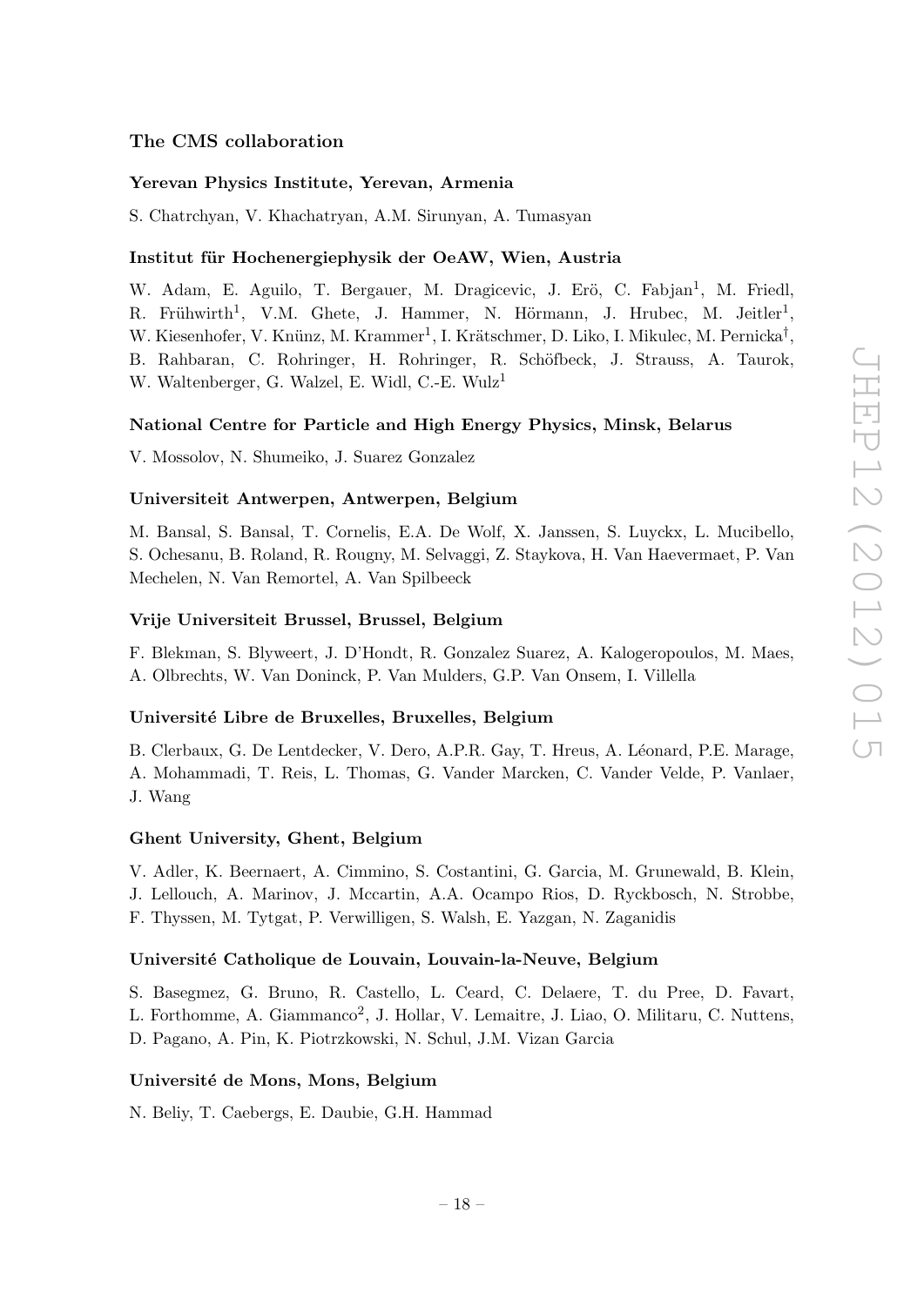### The CMS collaboration

**Yerevan Physics Institute, Yerevan, Armenia**

S. Chatrchyan, V. Khachatryan, A.M. Sirunyan, A. Tumasyan

**Institut für Hochenergiephysik der OeAW, Wien, Austria**

W. Adam, E. Aguilo, T. Bergauer, M. Dragicevic, J. Erö, C. Fabjan[1], M. Friedl, R. Frühwirth[1], V.M. Ghete, J. Hammer, N. Hörmann, J. Hrubec, M. Jeitler[1], W. Kiesenhofer, V. Knünz, M. Krammer[1], I. Krätschmer, D. Liko, I. Mikulec, M. Pernicka[†], B. Rahbaran, C. Rohringer, H. Rohringer, R. Schöfbeck, J. Strauss, A. Taurok, W. Waltenberger, G. Walzel, E. Widl, C.-E. Wulz[1]

**National Centre for Particle and High Energy Physics, Minsk, Belarus**

V. Mossolov, N. Shumeiko, J. Suarez Gonzalez

**Universiteit Antwerpen, Antwerpen, Belgium**

M. Bansal, S. Bansal, T. Cornelis, E.A. De Wolf, X. Janssen, S. Luyckx, L. Mucibello, S. Ochesanu, B. Roland, R. Rougny, M. Selvaggi, Z. Staykova, H. Van Haevermaet, P. Van Mechelen, N. Van Remortel, A. Van Spilbeeck

**Vrije Universiteit Brussel, Brussel, Belgium**

F. Blekman, S. Blyweert, J. D'Hondt, R. Gonzalez Suarez, A. Kalogeropoulos, M. Maes, A. Olbrechts, W. Van Doninck, P. Van Mulders, G.P. Van Onsem, I. Villella

**Université Libre de Bruxelles, Bruxelles, Belgium**

B. Clerbaux, G. De Lentdecker, V. Dero, A.P.R. Gay, T. Hreus, A. Léonard, P.E. Marage, A. Mohammadi, T. Reis, L. Thomas, G. Vander Marcken, C. Vander Velde, P. Vanlaer, J. Wang

**Ghent University, Ghent, Belgium**

V. Adler, K. Beernaert, A. Cimmino, S. Costantini, G. Garcia, M. Grunewald, B. Klein, J. Lellouch, A. Marinov, J. Mccartin, A.A. Ocampo Rios, D. Ryckbosch, N. Strobbe, F. Thyssen, M. Tytgat, P. Verwilligen, S. Walsh, E. Yazgan, N. Zaganidis

**Université Catholique de Louvain, Louvain-la-Neuve, Belgium**

S. Basegmez, G. Bruno, R. Castello, L. Ceard, C. Delaere, T. du Pree, D. Favart, L. Forthomme, A. Giammanco[2], J. Hollar, V. Lemaitre, J. Liao, O. Militaru, C. Nuttens, D. Pagano, A. Pin, K. Piotrzkowski, N. Schul, J.M. Vizan Garcia

**Université de Mons, Mons, Belgium**

N. Beliy, T. Caebergs, E. Daubie, G.H. Hammad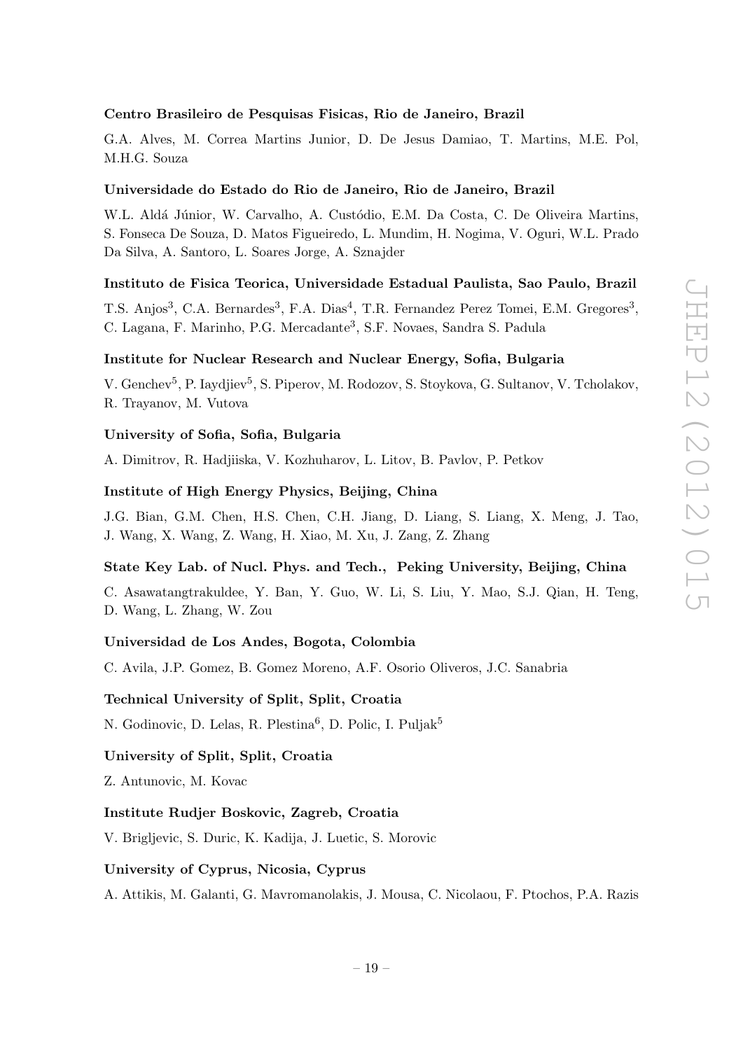**Centro Brasileiro de Pesquisas Fisicas, Rio de Janeiro, Brazil**

G.A. Alves, M. Correa Martins Junior, D. De Jesus Damiao, T. Martins, M.E. Pol, M.H.G. Souza

**Universidade do Estado do Rio de Janeiro, Rio de Janeiro, Brazil**

W.L. Aldá Júnior, W. Carvalho, A. Custódio, E.M. Da Costa, C. De Oliveira Martins, S. Fonseca De Souza, D. Matos Figueiredo, L. Mundim, H. Nogima, V. Oguri, W.L. Prado Da Silva, A. Santoro, L. Soares Jorge, A. Sznajder

**Instituto de Fisica Teorica, Universidade Estadual Paulista, Sao Paulo, Brazil**

T.S. Anjos[3], C.A. Bernardes[3], F.A. Dias[4], T.R. Fernandez Perez Tomei, E.M. Gregores[3], C. Lagana, F. Marinho, P.G. Mercadante[3], S.F. Novaes, Sandra S. Padula

**Institute for Nuclear Research and Nuclear Energy, Sofia, Bulgaria**

V. Genchev[5], P. Iaydjiev[5], S. Piperov, M. Rodozov, S. Stoykova, G. Sultanov, V. Tcholakov, R. Trayanov, M. Vutova

**University of Sofia, Sofia, Bulgaria**

A. Dimitrov, R. Hadjiiska, V. Kozhuharov, L. Litov, B. Pavlov, P. Petkov

**Institute of High Energy Physics, Beijing, China**

J.G. Bian, G.M. Chen, H.S. Chen, C.H. Jiang, D. Liang, S. Liang, X. Meng, J. Tao, J. Wang, X. Wang, Z. Wang, H. Xiao, M. Xu, J. Zang, Z. Zhang

**State Key Lab. of Nucl. Phys. and Tech., Peking University, Beijing, China**

C. Asawatangtrakuldee, Y. Ban, Y. Guo, W. Li, S. Liu, Y. Mao, S.J. Qian, H. Teng, D. Wang, L. Zhang, W. Zou

**Universidad de Los Andes, Bogota, Colombia**

C. Avila, J.P. Gomez, B. Gomez Moreno, A.F. Osorio Oliveros, J.C. Sanabria

**Technical University of Split, Split, Croatia**

N. Godinovic, D. Lelas, R. Plestina[6], D. Polic, I. Puljak[5]

**University of Split, Split, Croatia**

Z. Antunovic, M. Kovac

**Institute Rudjer Boskovic, Zagreb, Croatia**

V. Brigljevic, S. Duric, K. Kadija, J. Luetic, S. Morovic

**University of Cyprus, Nicosia, Cyprus**

A. Attikis, M. Galanti, G. Mavromanolakis, J. Mousa, C. Nicolaou, F. Ptochos, P.A. Razis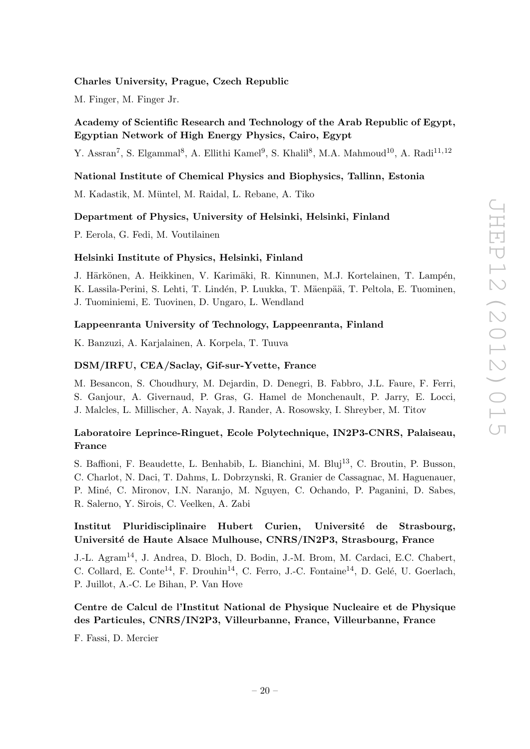**Charles University, Prague, Czech Republic**

M. Finger, M. Finger Jr.

**Academy of Scientific Research and Technology of the Arab Republic of Egypt, Egyptian Network of High Energy Physics, Cairo, Egypt**

Y. Assran[7], S. Elgammal[8], A. Ellithi Kamel[9], S. Khalil[8], M.A. Mahmoud[10], A. Radi[11,12]

**National Institute of Chemical Physics and Biophysics, Tallinn, Estonia**

M. Kadastik, M. Müntel, M. Raidal, L. Rebane, A. Tiko

**Department of Physics, University of Helsinki, Helsinki, Finland**

P. Eerola, G. Fedi, M. Voutilainen

**Helsinki Institute of Physics, Helsinki, Finland**

J. Härkönen, A. Heikkinen, V. Karimäki, R. Kinnunen, M.J. Kortelainen, T. Lampén, K. Lassila-Perini, S. Lehti, T. Lindén, P. Luukka, T. Mäenpää, T. Peltola, E. Tuominen, J. Tuominiemi, E. Tuovinen, D. Ungaro, L. Wendland

**Lappeenranta University of Technology, Lappeenranta, Finland**

K. Banzuzi, A. Karjalainen, A. Korpela, T. Tuuva

**DSM/IRFU, CEA/Saclay, Gif-sur-Yvette, France**

M. Besancon, S. Choudhury, M. Dejardin, D. Denegri, B. Fabbro, J.L. Faure, F. Ferri, S. Ganjour, A. Givernaud, P. Gras, G. Hamel de Monchenault, P. Jarry, E. Locci, J. Malcles, L. Millischer, A. Nayak, J. Rander, A. Rosowsky, I. Shreyber, M. Titov

**Laboratoire Leprince-Ringuet, Ecole Polytechnique, IN2P3-CNRS, Palaiseau, France**

S. Baffioni, F. Beaudette, L. Benhabib, L. Bianchini, M. Bluj[13], C. Broutin, P. Busson, C. Charlot, N. Daci, T. Dahms, L. Dobrzynski, R. Granier de Cassagnac, M. Haguenauer, P. Miné, C. Mironov, I.N. Naranjo, M. Nguyen, C. Ochando, P. Paganini, D. Sabes, R. Salerno, Y. Sirois, C. Veelken, A. Zabi

**Institut Pluridisciplinaire Hubert Curien, Université de Strasbourg, Université de Haute Alsace Mulhouse, CNRS/IN2P3, Strasbourg, France**

J.-L. Agram[14], J. Andrea, D. Bloch, D. Bodin, J.-M. Brom, M. Cardaci, E.C. Chabert, C. Collard, E. Conte[14], F. Drouhin[14], C. Ferro, J.-C. Fontaine[14], D. Gelé, U. Goerlach, P. Juillot, A.-C. Le Bihan, P. Van Hove

**Centre de Calcul de l'Institut National de Physique Nucleaire et de Physique des Particules, CNRS/IN2P3, Villeurbanne, France, Villeurbanne, France**

F. Fassi, D. Mercier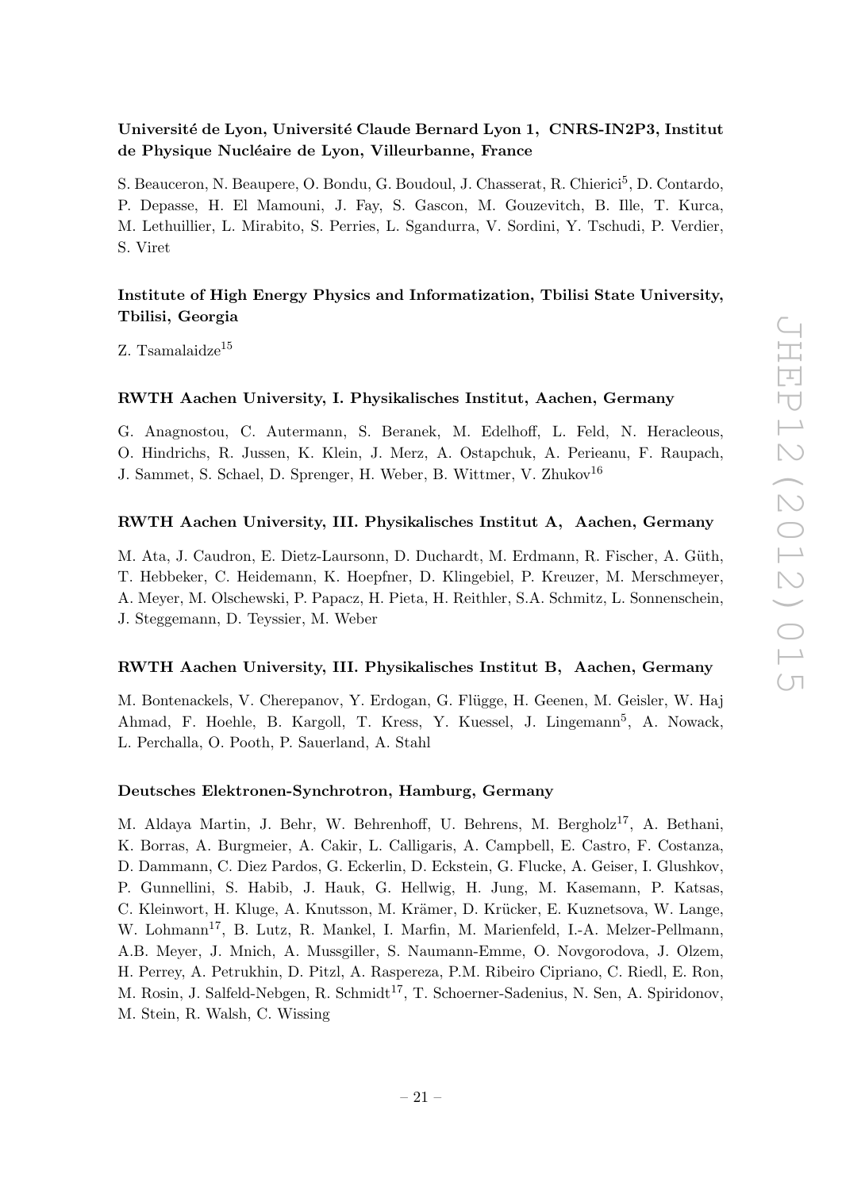### Université de Lyon, Université Claude Bernard Lyon 1, CNRS-IN2P3, Institut de Physique Nucléaire de Lyon, Villeurbanne, France

S. Beauceron, N. Beaupere, O. Bondu, G. Boudoul, J. Chasserat, R. Chierici[5], D. Contardo, P. Depasse, H. El Mamouni, J. Fay, S. Gascon, M. Gouzevitch, B. Ille, T. Kurca, M. Lethuillier, L. Mirabito, S. Perries, L. Sgandurra, V. Sordini, Y. Tschudi, P. Verdier, S. Viret

### Institute of High Energy Physics and Informatization, Tbilisi State University, Tbilisi, Georgia

Z. Tsamalaidze[15]

### RWTH Aachen University, I. Physikalisches Institut, Aachen, Germany

G. Anagnostou, C. Autermann, S. Beranek, M. Edelhoff, L. Feld, N. Heracleous, O. Hindrichs, R. Jussen, K. Klein, J. Merz, A. Ostapchuk, A. Perieanu, F. Raupach, J. Sammet, S. Schael, D. Sprenger, H. Weber, B. Wittmer, V. Zhukov[16]

### RWTH Aachen University, III. Physikalisches Institut A, Aachen, Germany

M. Ata, J. Caudron, E. Dietz-Laursonn, D. Duchardt, M. Erdmann, R. Fischer, A. Güth, T. Hebbeker, C. Heidemann, K. Hoepfner, D. Klingebiel, P. Kreuzer, M. Merschmeyer, A. Meyer, M. Olschewski, P. Papacz, H. Pieta, H. Reithler, S.A. Schmitz, L. Sonnenschein, J. Steggemann, D. Teyssier, M. Weber

### RWTH Aachen University, III. Physikalisches Institut B, Aachen, Germany

M. Bontenackels, V. Cherepanov, Y. Erdogan, G. Flügge, H. Geenen, M. Geisler, W. Haj Ahmad, F. Hoehle, B. Kargoll, T. Kress, Y. Kuessel, J. Lingemann[5], A. Nowack, L. Perchalla, O. Pooth, P. Sauerland, A. Stahl

### Deutsches Elektronen-Synchrotron, Hamburg, Germany

M. Aldaya Martin, J. Behr, W. Behrenhoff, U. Behrens, M. Bergholz[17], A. Bethani, K. Borras, A. Burgmeier, A. Cakir, L. Calligaris, A. Campbell, E. Castro, F. Costanza, D. Dammann, C. Diez Pardos, G. Eckerlin, D. Eckstein, G. Flucke, A. Geiser, I. Glushkov, P. Gunnellini, S. Habib, J. Hauk, G. Hellwig, H. Jung, M. Kasemann, P. Katsas, C. Kleinwort, H. Kluge, A. Knutsson, M. Krämer, D. Krücker, E. Kuznetsova, W. Lange, W. Lohmann[17], B. Lutz, R. Mankel, I. Marfin, M. Marienfeld, I.-A. Melzer-Pellmann, A.B. Meyer, J. Mnich, A. Mussgiller, S. Naumann-Emme, O. Novgorodova, J. Olzem, H. Perrey, A. Petrukhin, D. Pitzl, A. Raspereza, P.M. Ribeiro Cipriano, C. Riedl, E. Ron, M. Rosin, J. Salfeld-Nebgen, R. Schmidt[17], T. Schoerner-Sadenius, N. Sen, A. Spiridonov, M. Stein, R. Walsh, C. Wissing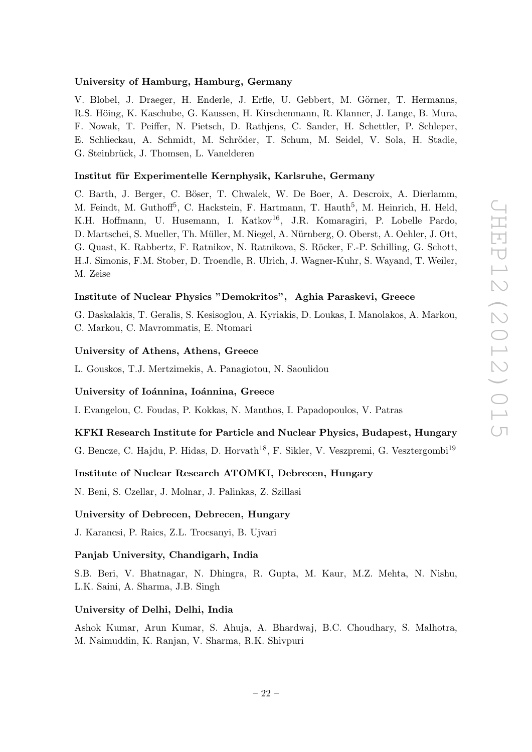**University of Hamburg, Hamburg, Germany**

V. Blobel, J. Draeger, H. Enderle, J. Erfle, U. Gebbert, M. Görner, T. Hermanns, R.S. Höing, K. Kaschube, G. Kaussen, H. Kirschenmann, R. Klanner, J. Lange, B. Mura, F. Nowak, T. Peiffer, N. Pietsch, D. Rathjens, C. Sander, H. Schettler, P. Schleper, E. Schlieckau, A. Schmidt, M. Schröder, T. Schum, M. Seidel, V. Sola, H. Stadie, G. Steinbrück, J. Thomsen, L. Vanelderen

**Institut für Experimentelle Kernphysik, Karlsruhe, Germany**

C. Barth, J. Berger, C. Böser, T. Chwalek, W. De Boer, A. Descroix, A. Dierlamm, M. Feindt, M. Guthoff[5], C. Hackstein, F. Hartmann, T. Hauth[5], M. Heinrich, H. Held, K.H. Hoffmann, U. Husemann, I. Katkov[16], J.R. Komaragiri, P. Lobelle Pardo, D. Martschei, S. Mueller, Th. Müller, M. Niegel, A. Nürnberg, O. Oberst, A. Oehler, J. Ott, G. Quast, K. Rabbertz, F. Ratnikov, N. Ratnikova, S. Röcker, F.-P. Schilling, G. Schott, H.J. Simonis, F.M. Stober, D. Troendle, R. Ulrich, J. Wagner-Kuhr, S. Wayand, T. Weiler, M. Zeise

**Institute of Nuclear Physics "Demokritos", Aghia Paraskevi, Greece**

G. Daskalakis, T. Geralis, S. Kesisoglou, A. Kyriakis, D. Loukas, I. Manolakos, A. Markou, C. Markou, C. Mavrommatis, E. Ntomari

**University of Athens, Athens, Greece**

L. Gouskos, T.J. Mertzimekis, A. Panagiotou, N. Saoulidou

**University of Ioánnina, Ioánnina, Greece**

I. Evangelou, C. Foudas, P. Kokkas, N. Manthos, I. Papadopoulos, V. Patras

**KFKI Research Institute for Particle and Nuclear Physics, Budapest, Hungary**

G. Bencze, C. Hajdu, P. Hidas, D. Horvath[18], F. Sikler, V. Veszpremi, G. Vesztergombi[19]

**Institute of Nuclear Research ATOMKI, Debrecen, Hungary**

N. Beni, S. Czellar, J. Molnar, J. Palinkas, Z. Szillasi

**University of Debrecen, Debrecen, Hungary**

J. Karancsi, P. Raics, Z.L. Trocsanyi, B. Ujvari

**Panjab University, Chandigarh, India**

S.B. Beri, V. Bhatnagar, N. Dhingra, R. Gupta, M. Kaur, M.Z. Mehta, N. Nishu, L.K. Saini, A. Sharma, J.B. Singh

**University of Delhi, Delhi, India**

Ashok Kumar, Arun Kumar, S. Ahuja, A. Bhardwaj, B.C. Choudhary, S. Malhotra, M. Naimuddin, K. Ranjan, V. Sharma, R.K. Shivpuri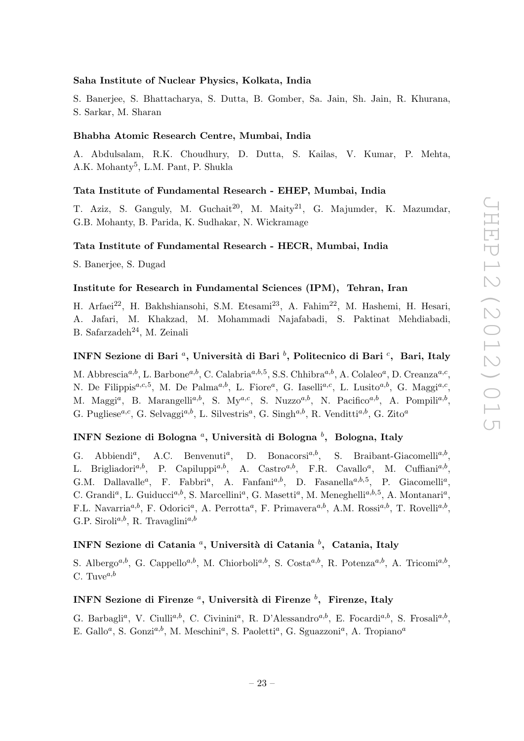**Saha Institute of Nuclear Physics, Kolkata, India**

S. Banerjee, S. Bhattacharya, S. Dutta, B. Gomber, Sa. Jain, Sh. Jain, R. Khurana, S. Sarkar, M. Sharan

**Bhabha Atomic Research Centre, Mumbai, India**

A. Abdulsalam, R.K. Choudhury, D. Dutta, S. Kailas, V. Kumar, P. Mehta, A.K. Mohanty[5], L.M. Pant, P. Shukla

**Tata Institute of Fundamental Research - EHEP, Mumbai, India**

T. Aziz, S. Ganguly, M. Guchait[20], M. Maity[21], G. Majumder, K. Mazumdar, G.B. Mohanty, B. Parida, K. Sudhakar, N. Wickramage

**Tata Institute of Fundamental Research - HECR, Mumbai, India**

S. Banerjee, S. Dugad

**Institute for Research in Fundamental Sciences (IPM), Tehran, Iran**

H. Arfaei[22], H. Bakhshiansohi, S.M. Etesami[23], A. Fahim[22], M. Hashemi, H. Hesari, A. Jafari, M. Khakzad, M. Mohammadi Najafabadi, S. Paktinat Mehdiabadi, B. Safarzadeh[24], M. Zeinali

**INFN Sezione di Bari [a], Università di Bari [b], Politecnico di Bari [c], Bari, Italy**

M. Abbrescia[a,b], L. Barbone[a,b], C. Calabria[a,b,5], S.S. Chhibra[a,b], A. Colaleo[a], D. Creanza[a,c], N. De Filippis[a,c,5], M. De Palma[a,b], L. Fiore[a], G. Iaselli[a,c], L. Lusito[a,b], G. Maggi[a,c], M. Maggi[a], B. Marangelli[a,b], S. My[a,c], S. Nuzzo[a,b], N. Pacifico[a,b], A. Pompili[a,b], G. Pugliese[a,c], G. Selvaggi[a,b], L. Silvestris[a], G. Singh[a,b], R. Venditti[a,b], G. Zito[a]

**INFN Sezione di Bologna [a], Università di Bologna [b], Bologna, Italy**

G. Abbiendi[a], A.C. Benvenuti[a], D. Bonacorsi[a,b], S. Braibant-Giacomelli[a,b], L. Brigliadori[a,b], P. Capiluppi[a,b], A. Castro[a,b], F.R. Cavallo[a], M. Cuffiani[a,b], G.M. Dallavalle[a], F. Fabbri[a], A. Fanfani[a,b], D. Fasanella[a,b,5], P. Giacomelli[a], C. Grandi[a], L. Guiducci[a,b], S. Marcellini[a], G. Masetti[a], M. Meneghelli[a,b,5], A. Montanari[a], F.L. Navarria[a,b], F. Odorici[a], A. Perrotta[a], F. Primavera[a,b], A.M. Rossi[a,b], T. Rovelli[a,b], G.P. Siroli[a,b], R. Travaglini[a,b]

**INFN Sezione di Catania [a], Università di Catania [b], Catania, Italy**

S. Albergo[a,b], G. Cappello[a,b], M. Chiorboli[a,b], S. Costa[a,b], R. Potenza[a,b], A. Tricomi[a,b], C. Tuve[a,b]

**INFN Sezione di Firenze [a], Università di Firenze [b], Firenze, Italy**

G. Barbagli[a], V. Ciulli[a,b], C. Civinini[a], R. D'Alessandro[a,b], E. Focardi[a,b], S. Frosali[a,b], E. Gallo[a], S. Gonzi[a,b], M. Meschini[a], S. Paoletti[a], G. Sguazzoni[a], A. Tropiano[a]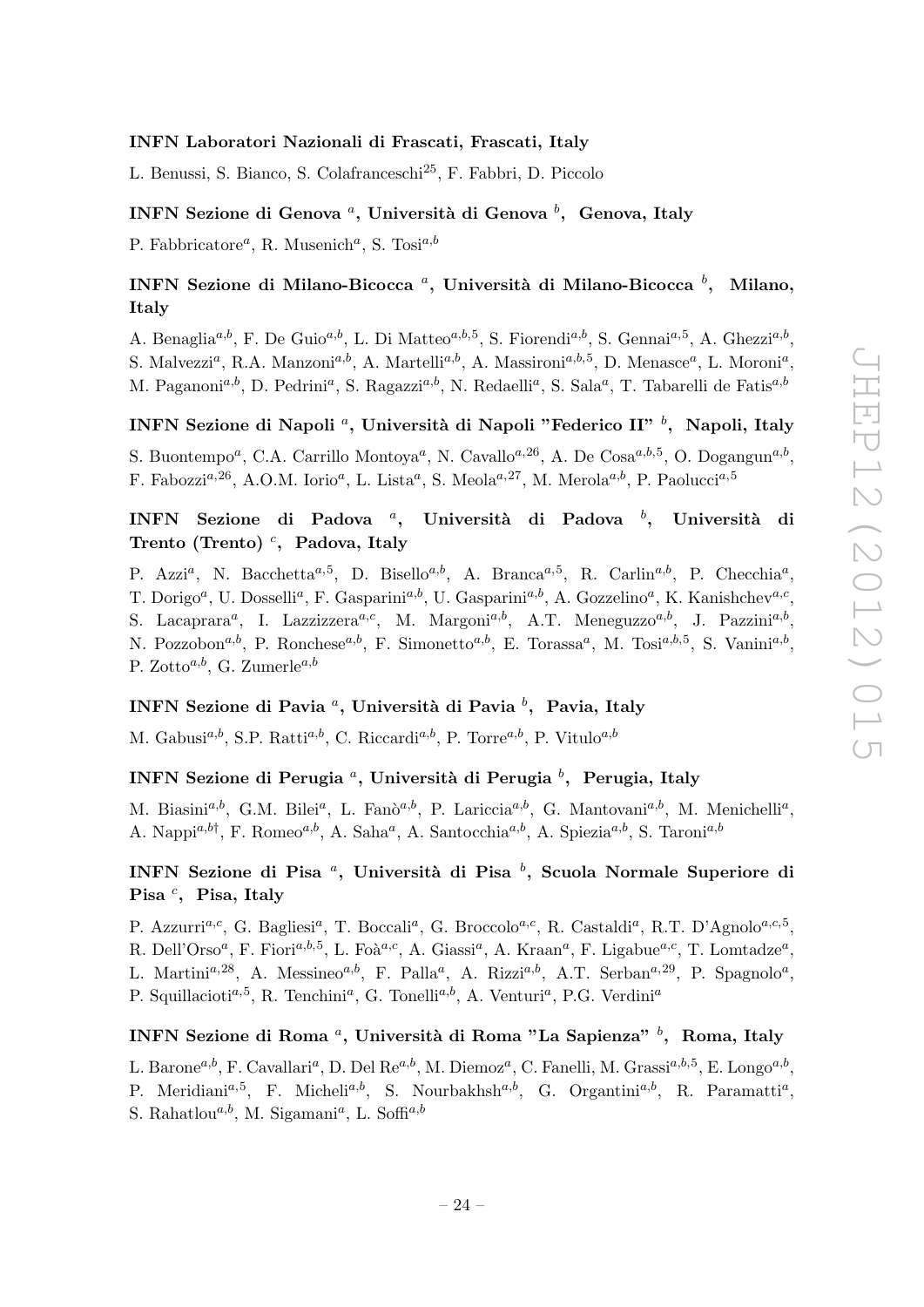**INFN Laboratori Nazionali di Frascati, Frascati, Italy**

L. Benussi, S. Bianco, S. Colafranceschi[25], F. Fabbri, D. Piccolo

**INFN Sezione di Genova [a], Università di Genova [b], Genova, Italy**

P. Fabbricatore[a], R. Musenich[a], S. Tosi[a,b]

**INFN Sezione di Milano-Bicocca [a], Università di Milano-Bicocca [b], Milano, Italy**

A. Benaglia[a,b], F. De Guio[a,b], L. Di Matteo[a,b,5], S. Fiorendi[a,b], S. Gennai[a,5], A. Ghezzi[a,b], S. Malvezzi[a], R.A. Manzoni[a,b], A. Martelli[a,b], A. Massironi[a,b,5], D. Menasce[a], L. Moroni[a], M. Paganoni[a,b], D. Pedrini[a], S. Ragazzi[a,b], N. Redaelli[a], S. Sala[a], T. Tabarelli de Fatis[a,b]

**INFN Sezione di Napoli [a], Università di Napoli "Federico II" [b], Napoli, Italy**

S. Buontempo[a], C.A. Carrillo Montoya[a], N. Cavallo[a,26], A. De Cosa[a,b,5], O. Dogangun[a,b], F. Fabozzi[a,26], A.O.M. Iorio[a], L. Lista[a], S. Meola[a,27], M. Merola[a,b], P. Paolucci[a,5]

**INFN Sezione di Padova [a], Università di Padova [b], Università di Trento (Trento) [c], Padova, Italy**

P. Azzi[a], N. Bacchetta[a,5], D. Bisello[a,b], A. Branca[a,5], R. Carlin[a,b], P. Checchia[a], T. Dorigo[a], U. Dosselli[a], F. Gasparini[a,b], U. Gasparini[a,b], A. Gozzelino[a], K. Kanishchev[a,c], S. Lacaprara[a], I. Lazzizzera[a,c], M. Margoni[a,b], A.T. Meneguzzo[a,b], J. Pazzini[a,b], N. Pozzobon[a,b], P. Ronchese[a,b], F. Simonetto[a,b], E. Torassa[a], M. Tosi[a,b,5], S. Vanini[a,b], P. Zotto[a,b], G. Zumerle[a,b]

**INFN Sezione di Pavia [a], Università di Pavia [b], Pavia, Italy**

M. Gabusi[a,b], S.P. Ratti[a,b], C. Riccardi[a,b], P. Torre[a,b], P. Vitulo[a,b]

**INFN Sezione di Perugia [a], Università di Perugia [b], Perugia, Italy**

M. Biasini[a,b], G.M. Bilei[a], L. Fanò[a,b], P. Lariccia[a,b], G. Mantovani[a,b], M. Menichelli[a], A. Nappi[a,b†], F. Romeo[a,b], A. Saha[a], A. Santocchia[a,b], A. Spiezia[a,b], S. Taroni[a,b]

**INFN Sezione di Pisa [a], Università di Pisa [b], Scuola Normale Superiore di Pisa [c], Pisa, Italy**

P. Azzurri[a,c], G. Bagliesi[a], T. Boccali[a], G. Broccolo[a,c], R. Castaldi[a], R.T. D'Agnolo[a,c,5], R. Dell'Orso[a], F. Fiori[a,b,5], L. Foà[a,c], A. Giassi[a], A. Kraan[a], F. Ligabue[a,c], T. Lomtadze[a], L. Martini[a,28], A. Messineo[a,b], F. Palla[a], A. Rizzi[a,b], A.T. Serban[a,29], P. Spagnolo[a], P. Squillacioti[a,5], R. Tenchini[a], G. Tonelli[a,b], A. Venturi[a], P.G. Verdini[a]

**INFN Sezione di Roma [a], Università di Roma "La Sapienza" [b], Roma, Italy**

L. Barone[a,b], F. Cavallari[a], D. Del Re[a,b], M. Diemoz[a], C. Fanelli, M. Grassi[a,b,5], E. Longo[a,b], P. Meridiani[a,5], F. Micheli[a,b], S. Nourbakhsh[a,b], G. Organtini[a,b], R. Paramatti[a], S. Rahatlou[a,b], M. Sigamani[a], L. Soffi[a,b]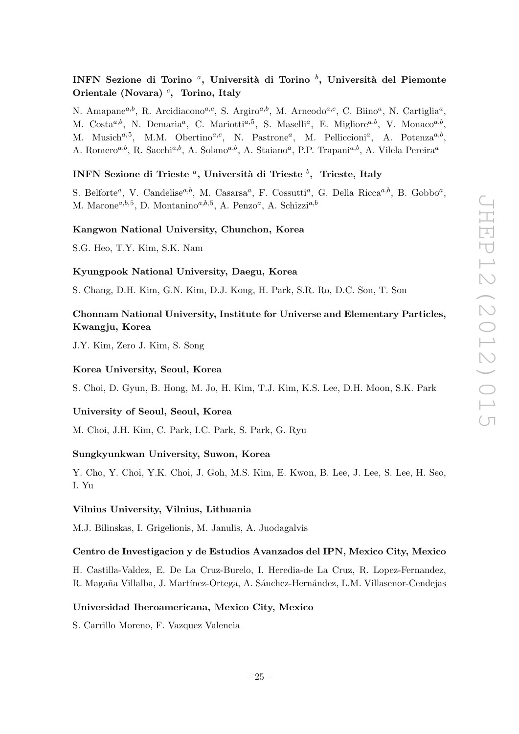**INFN Sezione di Torino [a], Università di Torino [b], Università del Piemonte Orientale (Novara) [c], Torino, Italy**

N. Amapane[a,b], R. Arcidiacono[a,c], S. Argiro[a,b], M. Arneodo[a,c], C. Biino[a], N. Cartiglia[a], M. Costa[a,b], N. Demaria[a], C. Mariotti[a,5], S. Maselli[a], E. Migliore[a,b], V. Monaco[a,b], M. Musich[a,5], M.M. Obertino[a,c], N. Pastrone[a], M. Pelliccioni[a], A. Potenza[a,b], A. Romero[a,b], R. Sacchi[a,b], A. Solano[a,b], A. Staiano[a], P.P. Trapani[a,b], A. Vilela Pereira[a]

**INFN Sezione di Trieste [a], Università di Trieste [b], Trieste, Italy**

S. Belforte[a], V. Candelise[a,b], M. Casarsa[a], F. Cossutti[a], G. Della Ricca[a,b], B. Gobbo[a], M. Marone[a,b,5], D. Montanino[a,b,5], A. Penzo[a], A. Schizzi[a,b]

**Kangwon National University, Chunchon, Korea**

S.G. Heo, T.Y. Kim, S.K. Nam

**Kyungpook National University, Daegu, Korea**

S. Chang, D.H. Kim, G.N. Kim, D.J. Kong, H. Park, S.R. Ro, D.C. Son, T. Son

**Chonnam National University, Institute for Universe and Elementary Particles, Kwangju, Korea**

J.Y. Kim, Zero J. Kim, S. Song

**Korea University, Seoul, Korea**

S. Choi, D. Gyun, B. Hong, M. Jo, H. Kim, T.J. Kim, K.S. Lee, D.H. Moon, S.K. Park

**University of Seoul, Seoul, Korea**

M. Choi, J.H. Kim, C. Park, I.C. Park, S. Park, G. Ryu

**Sungkyunkwan University, Suwon, Korea**

Y. Cho, Y. Choi, Y.K. Choi, J. Goh, M.S. Kim, E. Kwon, B. Lee, J. Lee, S. Lee, H. Seo, I. Yu

**Vilnius University, Vilnius, Lithuania**

M.J. Bilinskas, I. Grigelionis, M. Janulis, A. Juodagalvis

**Centro de Investigacion y de Estudios Avanzados del IPN, Mexico City, Mexico**

H. Castilla-Valdez, E. De La Cruz-Burelo, I. Heredia-de La Cruz, R. Lopez-Fernandez, R. Magaña Villalba, J. Martínez-Ortega, A. Sánchez-Hernández, L.M. Villasenor-Cendejas

**Universidad Iberoamericana, Mexico City, Mexico**

S. Carrillo Moreno, F. Vazquez Valencia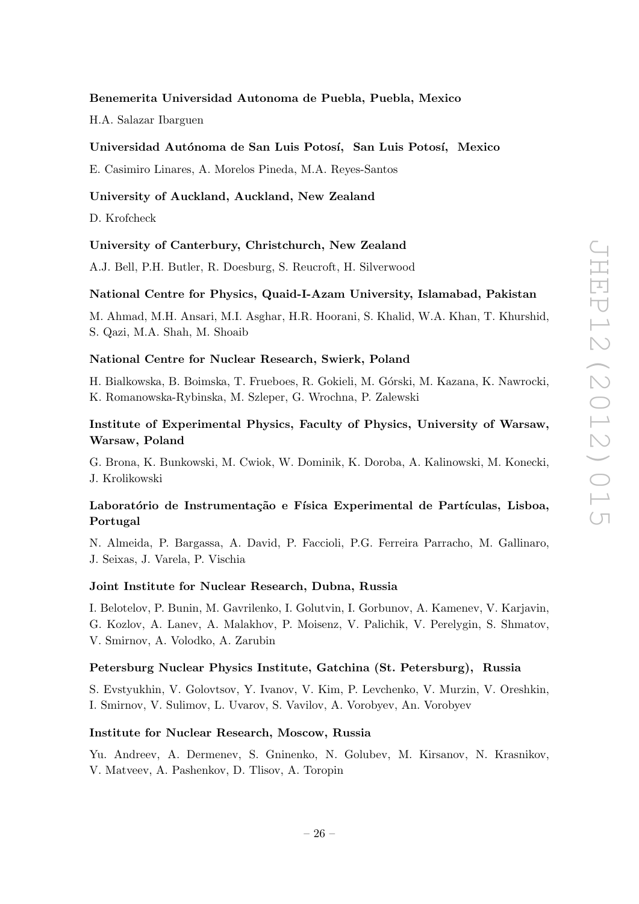**Benemerita Universidad Autonoma de Puebla, Puebla, Mexico**

H.A. Salazar Ibarguen

**Universidad Autónoma de San Luis Potosí, San Luis Potosí, Mexico**

E. Casimiro Linares, A. Morelos Pineda, M.A. Reyes-Santos

**University of Auckland, Auckland, New Zealand**

D. Krofcheck

**University of Canterbury, Christchurch, New Zealand**

A.J. Bell, P.H. Butler, R. Doesburg, S. Reucroft, H. Silverwood

**National Centre for Physics, Quaid-I-Azam University, Islamabad, Pakistan**

M. Ahmad, M.H. Ansari, M.I. Asghar, H.R. Hoorani, S. Khalid, W.A. Khan, T. Khurshid, S. Qazi, M.A. Shah, M. Shoaib

**National Centre for Nuclear Research, Swierk, Poland**

H. Bialkowska, B. Boimska, T. Frueboes, R. Gokieli, M. Górski, M. Kazana, K. Nawrocki, K. Romanowska-Rybinska, M. Szleper, G. Wrochna, P. Zalewski

**Institute of Experimental Physics, Faculty of Physics, University of Warsaw, Warsaw, Poland**

G. Brona, K. Bunkowski, M. Cwiok, W. Dominik, K. Doroba, A. Kalinowski, M. Konecki, J. Krolikowski

**Laboratório de Instrumentação e Física Experimental de Partículas, Lisboa, Portugal**

N. Almeida, P. Bargassa, A. David, P. Faccioli, P.G. Ferreira Parracho, M. Gallinaro, J. Seixas, J. Varela, P. Vischia

**Joint Institute for Nuclear Research, Dubna, Russia**

I. Belotelov, P. Bunin, M. Gavrilenko, I. Golutvin, I. Gorbunov, A. Kamenev, V. Karjavin, G. Kozlov, A. Lanev, A. Malakhov, P. Moisenz, V. Palichik, V. Perelygin, S. Shmatov, V. Smirnov, A. Volodko, A. Zarubin

**Petersburg Nuclear Physics Institute, Gatchina (St. Petersburg), Russia**

S. Evstyukhin, V. Golovtsov, Y. Ivanov, V. Kim, P. Levchenko, V. Murzin, V. Oreshkin, I. Smirnov, V. Sulimov, L. Uvarov, S. Vavilov, A. Vorobyev, An. Vorobyev

**Institute for Nuclear Research, Moscow, Russia**

Yu. Andreev, A. Dermenev, S. Gninenko, N. Golubev, M. Kirsanov, N. Krasnikov, V. Matveev, A. Pashenkov, D. Tlisov, A. Toropin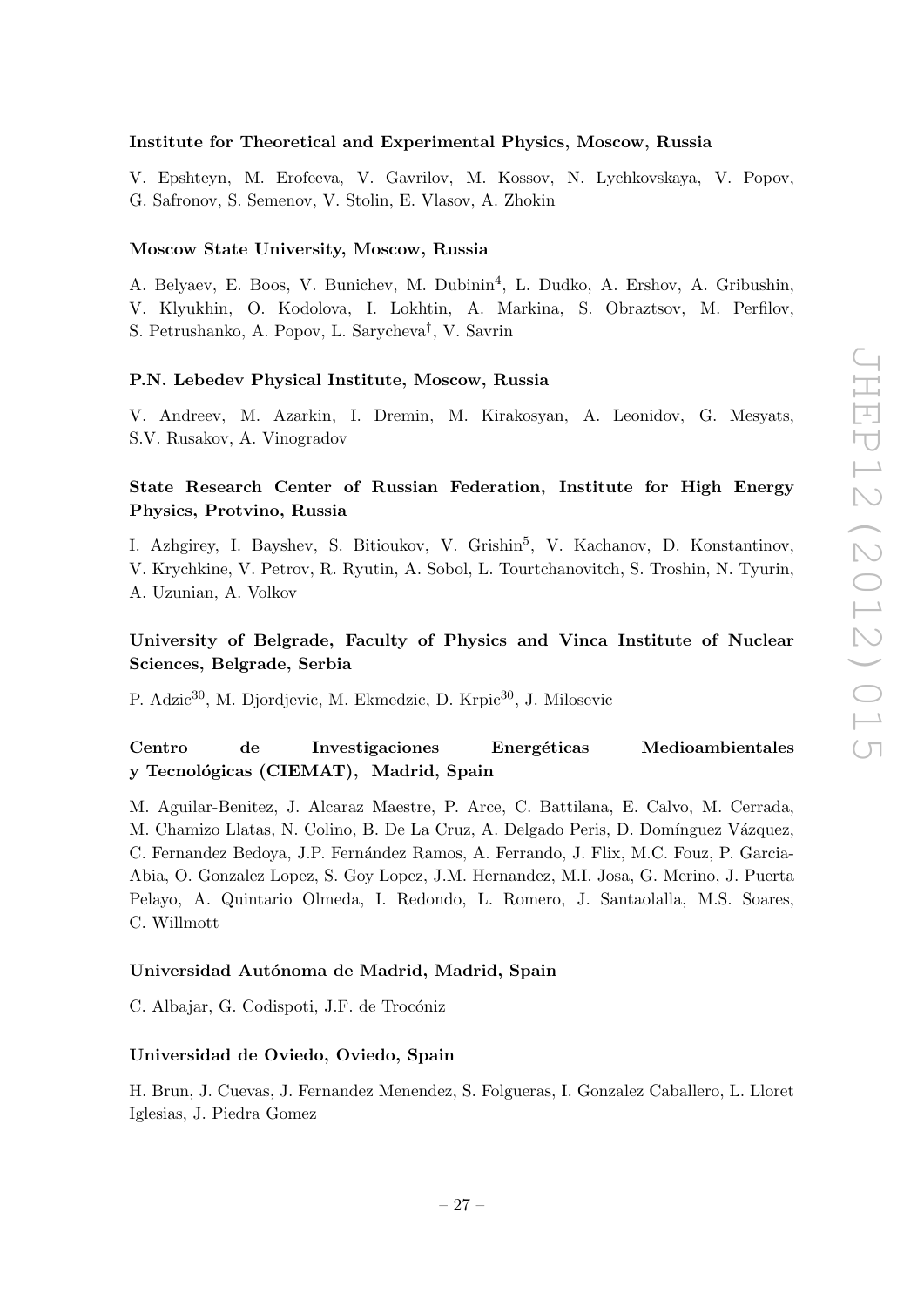### Institute for Theoretical and Experimental Physics, Moscow, Russia

V. Epshteyn, M. Erofeeva, V. Gavrilov, M. Kossov, N. Lychkovskaya, V. Popov, G. Safronov, S. Semenov, V. Stolin, E. Vlasov, A. Zhokin

### Moscow State University, Moscow, Russia

A. Belyaev, E. Boos, V. Bunichev, M. Dubinin[4], L. Dudko, A. Ershov, A. Gribushin, V. Klyukhin, O. Kodolova, I. Lokhtin, A. Markina, S. Obraztsov, M. Perfilov, S. Petrushanko, A. Popov, L. Sarycheva[†], V. Savrin

### P.N. Lebedev Physical Institute, Moscow, Russia

V. Andreev, M. Azarkin, I. Dremin, M. Kirakosyan, A. Leonidov, G. Mesyats, S.V. Rusakov, A. Vinogradov

### State Research Center of Russian Federation, Institute for High Energy Physics, Protvino, Russia

I. Azhgirey, I. Bayshev, S. Bitioukov, V. Grishin[5], V. Kachanov, D. Konstantinov, V. Krychkine, V. Petrov, R. Ryutin, A. Sobol, L. Tourtchanovitch, S. Troshin, N. Tyurin, A. Uzunian, A. Volkov

### University of Belgrade, Faculty of Physics and Vinca Institute of Nuclear Sciences, Belgrade, Serbia

P. Adzic[30], M. Djordjevic, M. Ekmedzic, D. Krpic[30], J. Milosevic

### Centro de Investigaciones Energéticas Medioambientales y Tecnológicas (CIEMAT), Madrid, Spain

M. Aguilar-Benitez, J. Alcaraz Maestre, P. Arce, C. Battilana, E. Calvo, M. Cerrada, M. Chamizo Llatas, N. Colino, B. De La Cruz, A. Delgado Peris, D. Domínguez Vázquez, C. Fernandez Bedoya, J.P. Fernández Ramos, A. Ferrando, J. Flix, M.C. Fouz, P. Garcia-Abia, O. Gonzalez Lopez, S. Goy Lopez, J.M. Hernandez, M.I. Josa, G. Merino, J. Puerta Pelayo, A. Quintario Olmeda, I. Redondo, L. Romero, J. Santaolalla, M.S. Soares, C. Willmott

### Universidad Autónoma de Madrid, Madrid, Spain

C. Albajar, G. Codispoti, J.F. de Trocóniz

### Universidad de Oviedo, Oviedo, Spain

H. Brun, J. Cuevas, J. Fernandez Menendez, S. Folgueras, I. Gonzalez Caballero, L. Lloret Iglesias, J. Piedra Gomez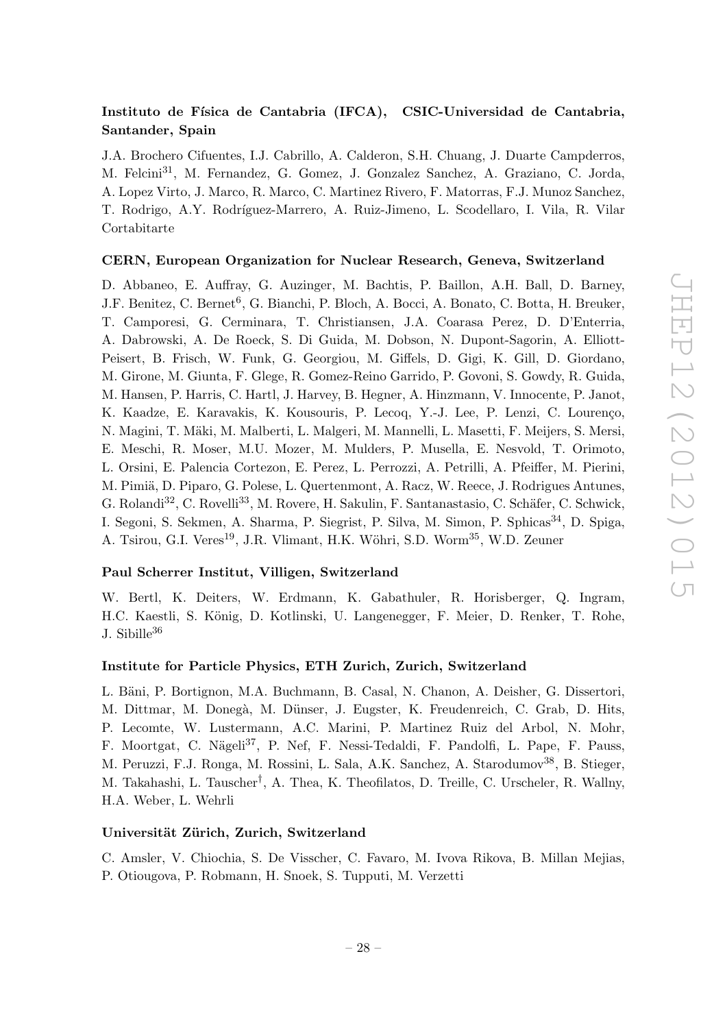### Instituto de Física de Cantabria (IFCA), CSIC-Universidad de Cantabria, Santander, Spain

J.A. Brochero Cifuentes, I.J. Cabrillo, A. Calderon, S.H. Chuang, J. Duarte Campderros, M. Felcini[31], M. Fernandez, G. Gomez, J. Gonzalez Sanchez, A. Graziano, C. Jorda, A. Lopez Virto, J. Marco, R. Marco, C. Martinez Rivero, F. Matorras, F.J. Munoz Sanchez, T. Rodrigo, A.Y. Rodríguez-Marrero, A. Ruiz-Jimeno, L. Scodellaro, I. Vila, R. Vilar Cortabitarte

### CERN, European Organization for Nuclear Research, Geneva, Switzerland

D. Abbaneo, E. Auffray, G. Auzinger, M. Bachtis, P. Baillon, A.H. Ball, D. Barney, J.F. Benitez, C. Bernet[6], G. Bianchi, P. Bloch, A. Bocci, A. Bonato, C. Botta, H. Breuker, T. Camporesi, G. Cerminara, T. Christiansen, J.A. Coarasa Perez, D. D'Enterria, A. Dabrowski, A. De Roeck, S. Di Guida, M. Dobson, N. Dupont-Sagorin, A. Elliott-Peisert, B. Frisch, W. Funk, G. Georgiou, M. Giffels, D. Gigi, K. Gill, D. Giordano, M. Girone, M. Giunta, F. Glege, R. Gomez-Reino Garrido, P. Govoni, S. Gowdy, R. Guida, M. Hansen, P. Harris, C. Hartl, J. Harvey, B. Hegner, A. Hinzmann, V. Innocente, P. Janot, K. Kaadze, E. Karavakis, K. Kousouris, P. Lecoq, Y.-J. Lee, P. Lenzi, C. Lourenço, N. Magini, T. Mäki, M. Malberti, L. Malgeri, M. Mannelli, L. Masetti, F. Meijers, S. Mersi, E. Meschi, R. Moser, M.U. Mozer, M. Mulders, P. Musella, E. Nesvold, T. Orimoto, L. Orsini, E. Palencia Cortezon, E. Perez, L. Perrozzi, A. Petrilli, A. Pfeiffer, M. Pierini, M. Pimiä, D. Piparo, G. Polese, L. Quertenmont, A. Racz, W. Reece, J. Rodrigues Antunes, G. Rolandi[32], C. Rovelli[33], M. Rovere, H. Sakulin, F. Santanastasio, C. Schäfer, C. Schwick, I. Segoni, S. Sekmen, A. Sharma, P. Siegrist, P. Silva, M. Simon, P. Sphicas[34], D. Spiga, A. Tsirou, G.I. Veres[19], J.R. Vlimant, H.K. Wöhri, S.D. Worm[35], W.D. Zeuner

### Paul Scherrer Institut, Villigen, Switzerland

W. Bertl, K. Deiters, W. Erdmann, K. Gabathuler, R. Horisberger, Q. Ingram, H.C. Kaestli, S. König, D. Kotlinski, U. Langenegger, F. Meier, D. Renker, T. Rohe, J. Sibille[36]

### Institute for Particle Physics, ETH Zurich, Zurich, Switzerland

L. Bäni, P. Bortignon, M.A. Buchmann, B. Casal, N. Chanon, A. Deisher, G. Dissertori, M. Dittmar, M. Donegà, M. Dünser, J. Eugster, K. Freudenreich, C. Grab, D. Hits, P. Lecomte, W. Lustermann, A.C. Marini, P. Martinez Ruiz del Arbol, N. Mohr, F. Moortgat, C. Nägeli[37], P. Nef, F. Nessi-Tedaldi, F. Pandolfi, L. Pape, F. Pauss, M. Peruzzi, F.J. Ronga, M. Rossini, L. Sala, A.K. Sanchez, A. Starodumov[38], B. Stieger, M. Takahashi, L. Tauscher[†], A. Thea, K. Theofilatos, D. Treille, C. Urscheler, R. Wallny, H.A. Weber, L. Wehrli

### Universität Zürich, Zurich, Switzerland

C. Amsler, V. Chiochia, S. De Visscher, C. Favaro, M. Ivova Rikova, B. Millan Mejias, P. Otiougova, P. Robmann, H. Snoek, S. Tupputi, M. Verzetti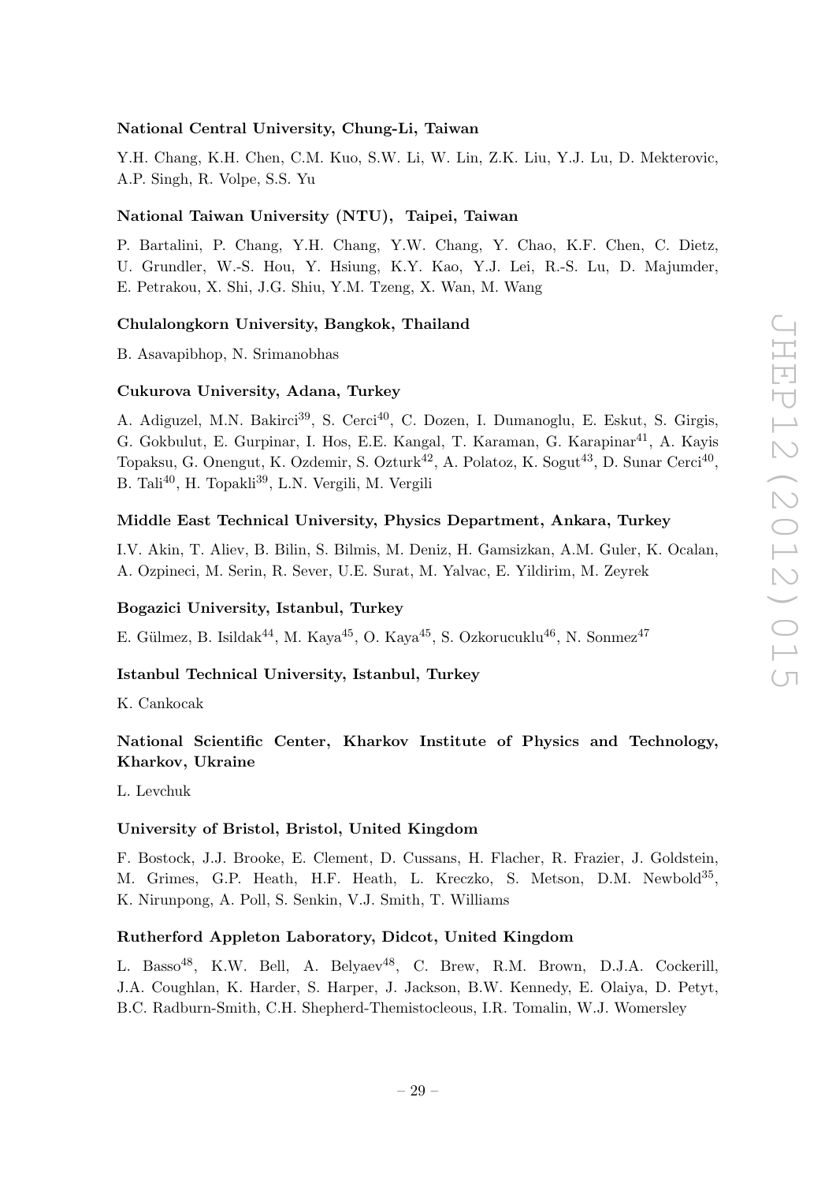**National Central University, Chung-Li, Taiwan**

Y.H. Chang, K.H. Chen, C.M. Kuo, S.W. Li, W. Lin, Z.K. Liu, Y.J. Lu, D. Mekterovic, A.P. Singh, R. Volpe, S.S. Yu

**National Taiwan University (NTU), Taipei, Taiwan**

P. Bartalini, P. Chang, Y.H. Chang, Y.W. Chang, Y. Chao, K.F. Chen, C. Dietz, U. Grundler, W.-S. Hou, Y. Hsiung, K.Y. Kao, Y.J. Lei, R.-S. Lu, D. Majumder, E. Petrakou, X. Shi, J.G. Shiu, Y.M. Tzeng, X. Wan, M. Wang

**Chulalongkorn University, Bangkok, Thailand**

B. Asavapibhop, N. Srimanobhas

**Cukurova University, Adana, Turkey**

A. Adiguzel, M.N. Bakirci[39], S. Cerci[40], C. Dozen, I. Dumanoglu, E. Eskut, S. Girgis, G. Gokbulut, E. Gurpinar, I. Hos, E.E. Kangal, T. Karaman, G. Karapinar[41], A. Kayis Topaksu, G. Onengut, K. Ozdemir, S. Ozturk[42], A. Polatoz, K. Sogut[43], D. Sunar Cerci[40], B. Tali[40], H. Topakli[39], L.N. Vergili, M. Vergili

**Middle East Technical University, Physics Department, Ankara, Turkey**

I.V. Akin, T. Aliev, B. Bilin, S. Bilmis, M. Deniz, H. Gamsizkan, A.M. Guler, K. Ocalan, A. Ozpineci, M. Serin, R. Sever, U.E. Surat, M. Yalvac, E. Yildirim, M. Zeyrek

**Bogazici University, Istanbul, Turkey**

E. Gülmez, B. Isildak[44], M. Kaya[45], O. Kaya[45], S. Ozkorucuklu[46], N. Sonmez[47]

**Istanbul Technical University, Istanbul, Turkey**

K. Cankocak

**National Scientific Center, Kharkov Institute of Physics and Technology, Kharkov, Ukraine**

L. Levchuk

**University of Bristol, Bristol, United Kingdom**

F. Bostock, J.J. Brooke, E. Clement, D. Cussans, H. Flacher, R. Frazier, J. Goldstein, M. Grimes, G.P. Heath, H.F. Heath, L. Kreczko, S. Metson, D.M. Newbold[35], K. Nirunpong, A. Poll, S. Senkin, V.J. Smith, T. Williams

**Rutherford Appleton Laboratory, Didcot, United Kingdom**

L. Basso[48], K.W. Bell, A. Belyaev[48], C. Brew, R.M. Brown, D.J.A. Cockerill, J.A. Coughlan, K. Harder, S. Harper, J. Jackson, B.W. Kennedy, E. Olaiya, D. Petyt, B.C. Radburn-Smith, C.H. Shepherd-Themistocleous, I.R. Tomalin, W.J. Womersley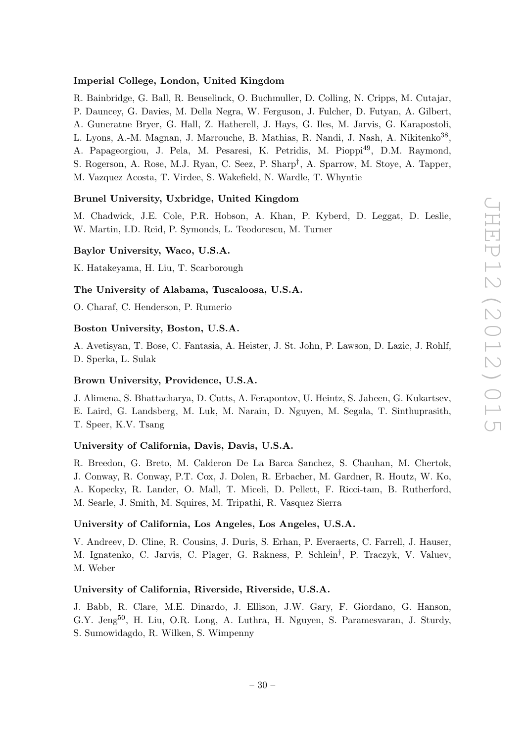**Imperial College, London, United Kingdom**

R. Bainbridge, G. Ball, R. Beuselinck, O. Buchmuller, D. Colling, N. Cripps, M. Cutajar, P. Dauncey, G. Davies, M. Della Negra, W. Ferguson, J. Fulcher, D. Futyan, A. Gilbert, A. Guneratne Bryer, G. Hall, Z. Hatherell, J. Hays, G. Iles, M. Jarvis, G. Karapostoli, L. Lyons, A.-M. Magnan, J. Marrouche, B. Mathias, R. Nandi, J. Nash, A. Nikitenko[38], A. Papageorgiou, J. Pela, M. Pesaresi, K. Petridis, M. Pioppi[49], D.M. Raymond, S. Rogerson, A. Rose, M.J. Ryan, C. Seez, P. Sharp[†], A. Sparrow, M. Stoye, A. Tapper, M. Vazquez Acosta, T. Virdee, S. Wakefield, N. Wardle, T. Whyntie

**Brunel University, Uxbridge, United Kingdom**

M. Chadwick, J.E. Cole, P.R. Hobson, A. Khan, P. Kyberd, D. Leggat, D. Leslie, W. Martin, I.D. Reid, P. Symonds, L. Teodorescu, M. Turner

**Baylor University, Waco, U.S.A.**

K. Hatakeyama, H. Liu, T. Scarborough

**The University of Alabama, Tuscaloosa, U.S.A.**

O. Charaf, C. Henderson, P. Rumerio

**Boston University, Boston, U.S.A.**

A. Avetisyan, T. Bose, C. Fantasia, A. Heister, J. St. John, P. Lawson, D. Lazic, J. Rohlf, D. Sperka, L. Sulak

**Brown University, Providence, U.S.A.**

J. Alimena, S. Bhattacharya, D. Cutts, A. Ferapontov, U. Heintz, S. Jabeen, G. Kukartsev, E. Laird, G. Landsberg, M. Luk, M. Narain, D. Nguyen, M. Segala, T. Sinthuprasith, T. Speer, K.V. Tsang

**University of California, Davis, Davis, U.S.A.**

R. Breedon, G. Breto, M. Calderon De La Barca Sanchez, S. Chauhan, M. Chertok, J. Conway, R. Conway, P.T. Cox, J. Dolen, R. Erbacher, M. Gardner, R. Houtz, W. Ko, A. Kopecky, R. Lander, O. Mall, T. Miceli, D. Pellett, F. Ricci-tam, B. Rutherford, M. Searle, J. Smith, M. Squires, M. Tripathi, R. Vasquez Sierra

**University of California, Los Angeles, Los Angeles, U.S.A.**

V. Andreev, D. Cline, R. Cousins, J. Duris, S. Erhan, P. Everaerts, C. Farrell, J. Hauser, M. Ignatenko, C. Jarvis, C. Plager, G. Rakness, P. Schlein[†], P. Traczyk, V. Valuev, M. Weber

**University of California, Riverside, Riverside, U.S.A.**

J. Babb, R. Clare, M.E. Dinardo, J. Ellison, J.W. Gary, F. Giordano, G. Hanson, G.Y. Jeng[50], H. Liu, O.R. Long, A. Luthra, H. Nguyen, S. Paramesvaran, J. Sturdy, S. Sumowidagdo, R. Wilken, S. Wimpenny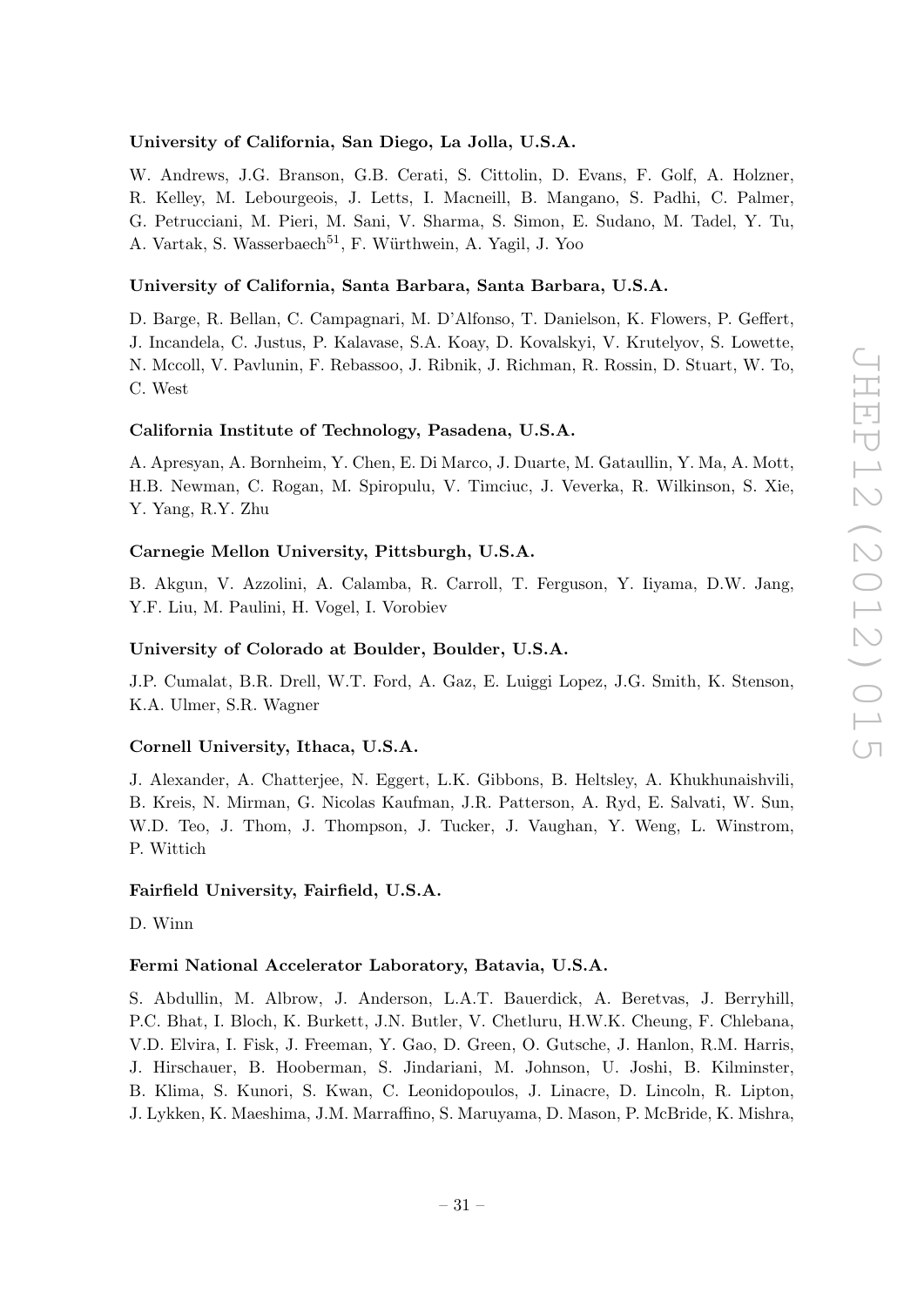### University of California, San Diego, La Jolla, U.S.A.

W. Andrews, J.G. Branson, G.B. Cerati, S. Cittolin, D. Evans, F. Golf, A. Holzner, R. Kelley, M. Lebourgeois, J. Letts, I. Macneill, B. Mangano, S. Padhi, C. Palmer, G. Petrucciani, M. Pieri, M. Sani, V. Sharma, S. Simon, E. Sudano, M. Tadel, Y. Tu, A. Vartak, S. Wasserbaech[51], F. Würthwein, A. Yagil, J. Yoo

### University of California, Santa Barbara, Santa Barbara, U.S.A.

D. Barge, R. Bellan, C. Campagnari, M. D'Alfonso, T. Danielson, K. Flowers, P. Geffert, J. Incandela, C. Justus, P. Kalavase, S.A. Koay, D. Kovalskyi, V. Krutelyov, S. Lowette, N. Mccoll, V. Pavlunin, F. Rebassoo, J. Ribnik, J. Richman, R. Rossin, D. Stuart, W. To, C. West

### California Institute of Technology, Pasadena, U.S.A.

A. Apresyan, A. Bornheim, Y. Chen, E. Di Marco, J. Duarte, M. Gataullin, Y. Ma, A. Mott, H.B. Newman, C. Rogan, M. Spiropulu, V. Timciuc, J. Veverka, R. Wilkinson, S. Xie, Y. Yang, R.Y. Zhu

### Carnegie Mellon University, Pittsburgh, U.S.A.

B. Akgun, V. Azzolini, A. Calamba, R. Carroll, T. Ferguson, Y. Iiyama, D.W. Jang, Y.F. Liu, M. Paulini, H. Vogel, I. Vorobiev

### University of Colorado at Boulder, Boulder, U.S.A.

J.P. Cumalat, B.R. Drell, W.T. Ford, A. Gaz, E. Luiggi Lopez, J.G. Smith, K. Stenson, K.A. Ulmer, S.R. Wagner

### Cornell University, Ithaca, U.S.A.

J. Alexander, A. Chatterjee, N. Eggert, L.K. Gibbons, B. Heltsley, A. Khukhunaishvili, B. Kreis, N. Mirman, G. Nicolas Kaufman, J.R. Patterson, A. Ryd, E. Salvati, W. Sun, W.D. Teo, J. Thom, J. Thompson, J. Tucker, J. Vaughan, Y. Weng, L. Winstrom, P. Wittich

### Fairfield University, Fairfield, U.S.A.

D. Winn

### Fermi National Accelerator Laboratory, Batavia, U.S.A.

S. Abdullin, M. Albrow, J. Anderson, L.A.T. Bauerdick, A. Beretvas, J. Berryhill, P.C. Bhat, I. Bloch, K. Burkett, J.N. Butler, V. Chetluru, H.W.K. Cheung, F. Chlebana, V.D. Elvira, I. Fisk, J. Freeman, Y. Gao, D. Green, O. Gutsche, J. Hanlon, R.M. Harris, J. Hirschauer, B. Hooberman, S. Jindariani, M. Johnson, U. Joshi, B. Kilminster, B. Klima, S. Kunori, S. Kwan, C. Leonidopoulos, J. Linacre, D. Lincoln, R. Lipton, J. Lykken, K. Maeshima, J.M. Marraffino, S. Maruyama, D. Mason, P. McBride, K. Mishra,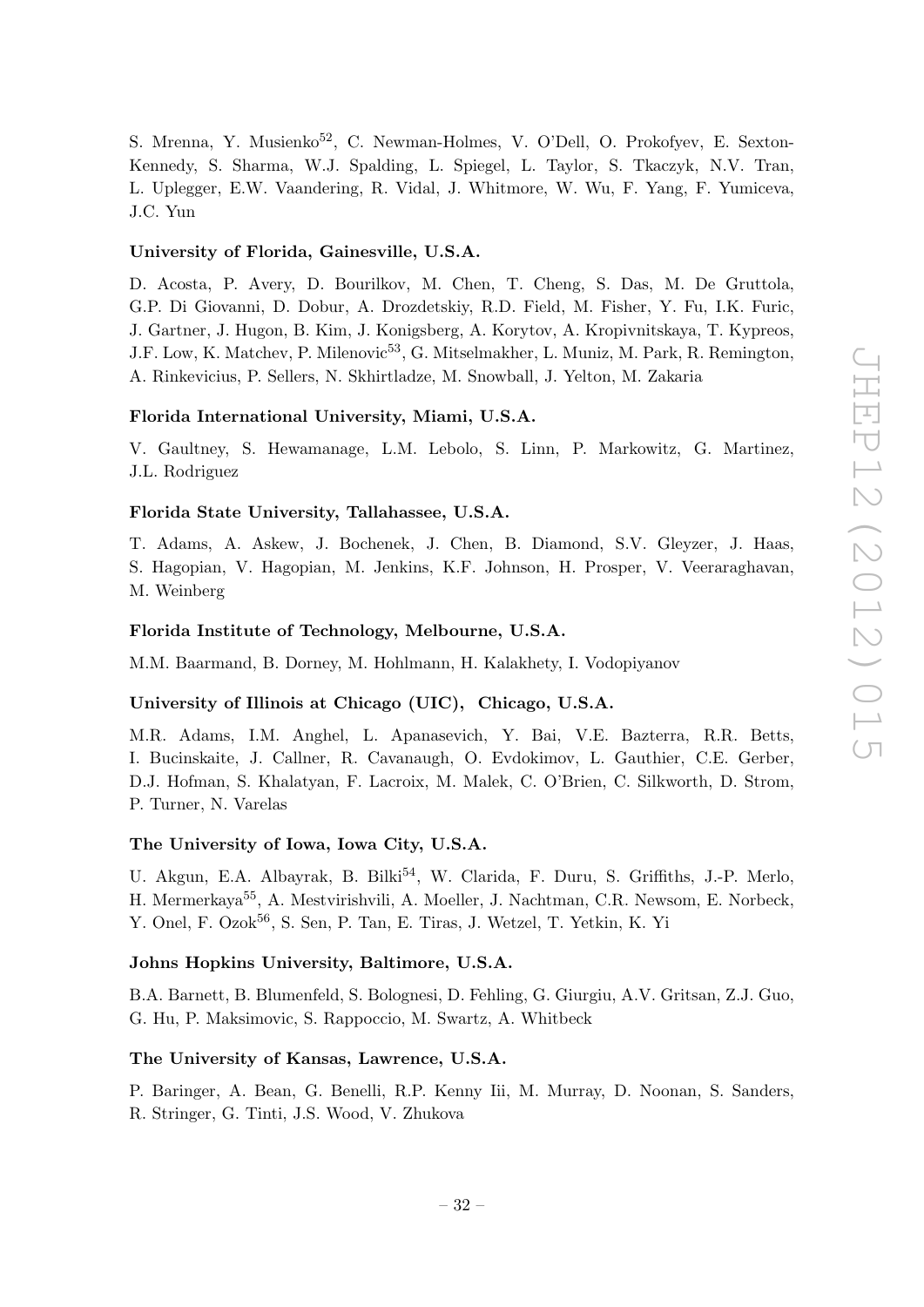S. Mrenna, Y. Musienko[52], C. Newman-Holmes, V. O'Dell, O. Prokofyev, E. Sexton-Kennedy, S. Sharma, W.J. Spalding, L. Spiegel, L. Taylor, S. Tkaczyk, N.V. Tran, L. Uplegger, E.W. Vaandering, R. Vidal, J. Whitmore, W. Wu, F. Yang, F. Yumiceva, J.C. Yun

**University of Florida, Gainesville, U.S.A.**

D. Acosta, P. Avery, D. Bourilkov, M. Chen, T. Cheng, S. Das, M. De Gruttola, G.P. Di Giovanni, D. Dobur, A. Drozdetskiy, R.D. Field, M. Fisher, Y. Fu, I.K. Furic, J. Gartner, J. Hugon, B. Kim, J. Konigsberg, A. Korytov, A. Kropivnitskaya, T. Kypreos, J.F. Low, K. Matchev, P. Milenovic[53], G. Mitselmakher, L. Muniz, M. Park, R. Remington, A. Rinkevicius, P. Sellers, N. Skhirtladze, M. Snowball, J. Yelton, M. Zakaria

**Florida International University, Miami, U.S.A.**

V. Gaultney, S. Hewamanage, L.M. Lebolo, S. Linn, P. Markowitz, G. Martinez, J.L. Rodriguez

**Florida State University, Tallahassee, U.S.A.**

T. Adams, A. Askew, J. Bochenek, J. Chen, B. Diamond, S.V. Gleyzer, J. Haas, S. Hagopian, V. Hagopian, M. Jenkins, K.F. Johnson, H. Prosper, V. Veeraraghavan, M. Weinberg

**Florida Institute of Technology, Melbourne, U.S.A.**

M.M. Baarmand, B. Dorney, M. Hohlmann, H. Kalakhety, I. Vodopiyanov

**University of Illinois at Chicago (UIC), Chicago, U.S.A.**

M.R. Adams, I.M. Anghel, L. Apanasevich, Y. Bai, V.E. Bazterra, R.R. Betts, I. Bucinskaite, J. Callner, R. Cavanaugh, O. Evdokimov, L. Gauthier, C.E. Gerber, D.J. Hofman, S. Khalatyan, F. Lacroix, M. Malek, C. O'Brien, C. Silkworth, D. Strom, P. Turner, N. Varelas

**The University of Iowa, Iowa City, U.S.A.**

U. Akgun, E.A. Albayrak, B. Bilki[54], W. Clarida, F. Duru, S. Griffiths, J.-P. Merlo, H. Mermerkaya[55], A. Mestvirishvili, A. Moeller, J. Nachtman, C.R. Newsom, E. Norbeck, Y. Onel, F. Ozok[56], S. Sen, P. Tan, E. Tiras, J. Wetzel, T. Yetkin, K. Yi

**Johns Hopkins University, Baltimore, U.S.A.**

B.A. Barnett, B. Blumenfeld, S. Bolognesi, D. Fehling, G. Giurgiu, A.V. Gritsan, Z.J. Guo, G. Hu, P. Maksimovic, S. Rappoccio, M. Swartz, A. Whitbeck

**The University of Kansas, Lawrence, U.S.A.**

P. Baringer, A. Bean, G. Benelli, R.P. Kenny Iii, M. Murray, D. Noonan, S. Sanders, R. Stringer, G. Tinti, J.S. Wood, V. Zhukova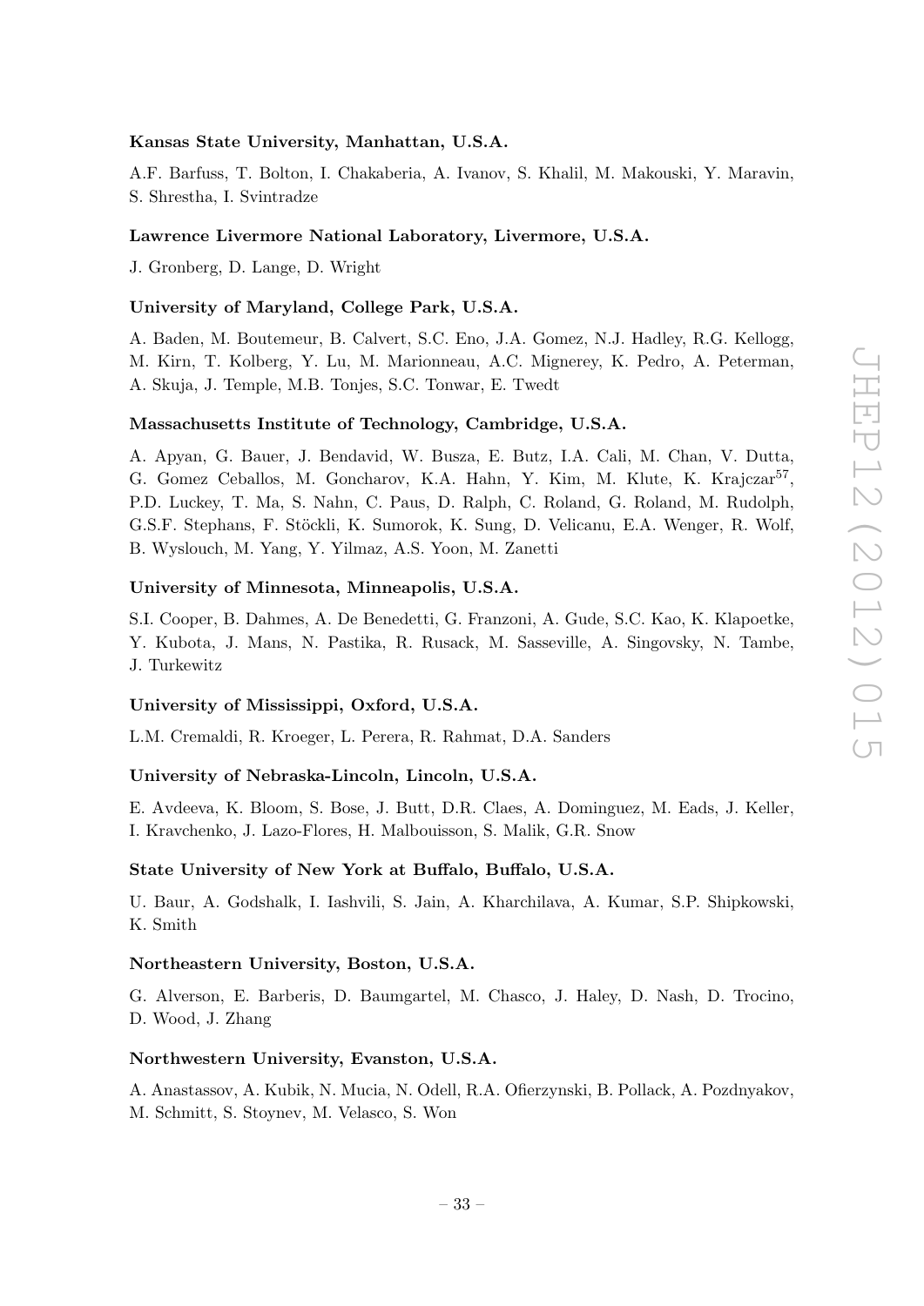**Kansas State University, Manhattan, U.S.A.**

A.F. Barfuss, T. Bolton, I. Chakaberia, A. Ivanov, S. Khalil, M. Makouski, Y. Maravin, S. Shrestha, I. Svintradze

**Lawrence Livermore National Laboratory, Livermore, U.S.A.**

J. Gronberg, D. Lange, D. Wright

**University of Maryland, College Park, U.S.A.**

A. Baden, M. Boutemeur, B. Calvert, S.C. Eno, J.A. Gomez, N.J. Hadley, R.G. Kellogg, M. Kirn, T. Kolberg, Y. Lu, M. Marionneau, A.C. Mignerey, K. Pedro, A. Peterman, A. Skuja, J. Temple, M.B. Tonjes, S.C. Tonwar, E. Twedt

**Massachusetts Institute of Technology, Cambridge, U.S.A.**

A. Apyan, G. Bauer, J. Bendavid, W. Busza, E. Butz, I.A. Cali, M. Chan, V. Dutta, G. Gomez Ceballos, M. Goncharov, K.A. Hahn, Y. Kim, M. Klute, K. Krajczar[57], P.D. Luckey, T. Ma, S. Nahn, C. Paus, D. Ralph, C. Roland, G. Roland, M. Rudolph, G.S.F. Stephans, F. Stöckli, K. Sumorok, K. Sung, D. Velicanu, E.A. Wenger, R. Wolf, B. Wyslouch, M. Yang, Y. Yilmaz, A.S. Yoon, M. Zanetti

**University of Minnesota, Minneapolis, U.S.A.**

S.I. Cooper, B. Dahmes, A. De Benedetti, G. Franzoni, A. Gude, S.C. Kao, K. Klapoetke, Y. Kubota, J. Mans, N. Pastika, R. Rusack, M. Sasseville, A. Singovsky, N. Tambe, J. Turkewitz

**University of Mississippi, Oxford, U.S.A.**

L.M. Cremaldi, R. Kroeger, L. Perera, R. Rahmat, D.A. Sanders

**University of Nebraska-Lincoln, Lincoln, U.S.A.**

E. Avdeeva, K. Bloom, S. Bose, J. Butt, D.R. Claes, A. Dominguez, M. Eads, J. Keller, I. Kravchenko, J. Lazo-Flores, H. Malbouisson, S. Malik, G.R. Snow

**State University of New York at Buffalo, Buffalo, U.S.A.**

U. Baur, A. Godshalk, I. Iashvili, S. Jain, A. Kharchilava, A. Kumar, S.P. Shipkowski, K. Smith

**Northeastern University, Boston, U.S.A.**

G. Alverson, E. Barberis, D. Baumgartel, M. Chasco, J. Haley, D. Nash, D. Trocino, D. Wood, J. Zhang

**Northwestern University, Evanston, U.S.A.**

A. Anastassov, A. Kubik, N. Mucia, N. Odell, R.A. Ofierzynski, B. Pollack, A. Pozdnyakov, M. Schmitt, S. Stoynev, M. Velasco, S. Won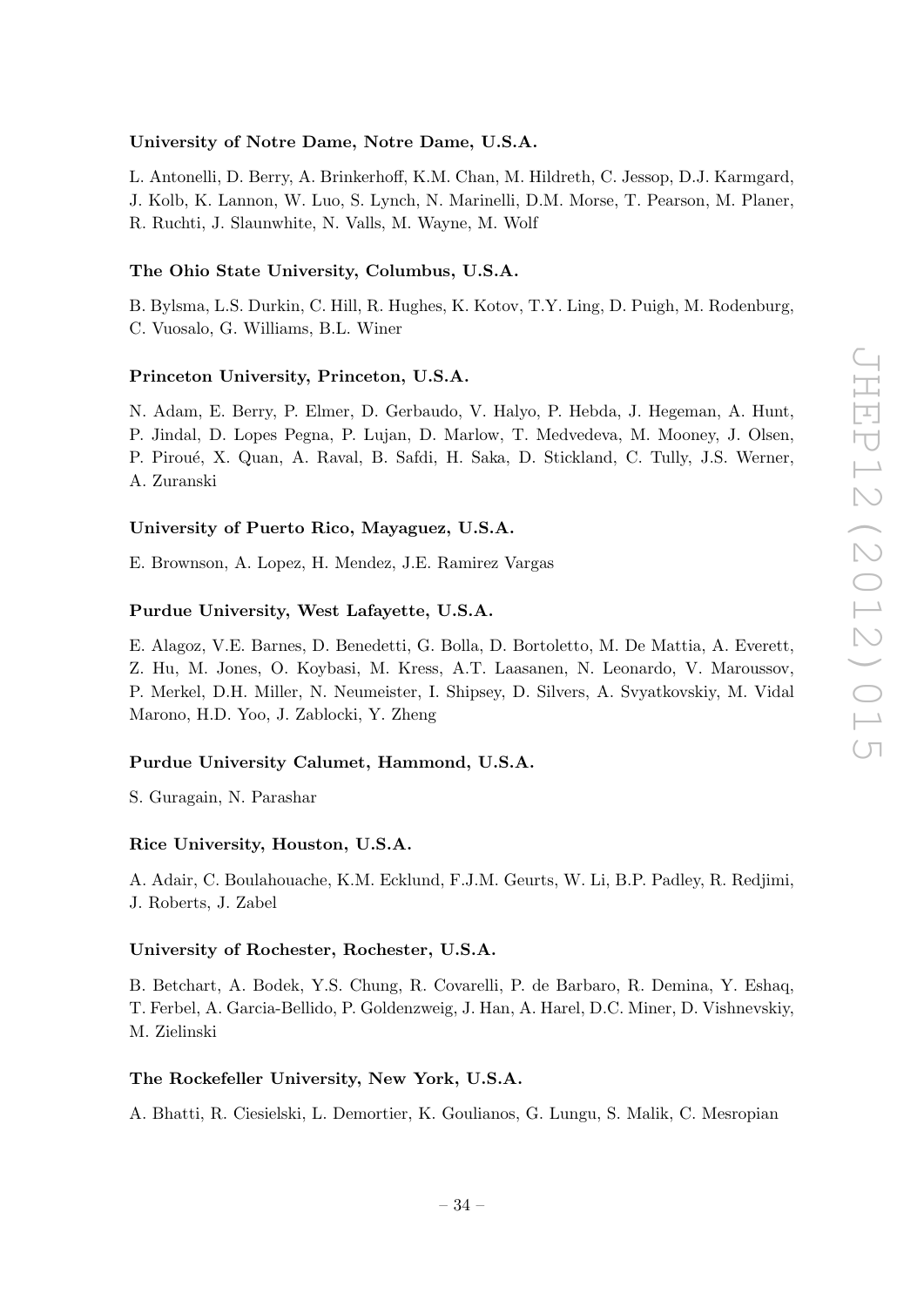### University of Notre Dame, Notre Dame, U.S.A.

L. Antonelli, D. Berry, A. Brinkerhoff, K.M. Chan, M. Hildreth, C. Jessop, D.J. Karmgard, J. Kolb, K. Lannon, W. Luo, S. Lynch, N. Marinelli, D.M. Morse, T. Pearson, M. Planer, R. Ruchti, J. Slaunwhite, N. Valls, M. Wayne, M. Wolf

### The Ohio State University, Columbus, U.S.A.

B. Bylsma, L.S. Durkin, C. Hill, R. Hughes, K. Kotov, T.Y. Ling, D. Puigh, M. Rodenburg, C. Vuosalo, G. Williams, B.L. Winer

### Princeton University, Princeton, U.S.A.

N. Adam, E. Berry, P. Elmer, D. Gerbaudo, V. Halyo, P. Hebda, J. Hegeman, A. Hunt, P. Jindal, D. Lopes Pegna, P. Lujan, D. Marlow, T. Medvedeva, M. Mooney, J. Olsen, P. Piroué, X. Quan, A. Raval, B. Safdi, H. Saka, D. Stickland, C. Tully, J.S. Werner, A. Zuranski

### University of Puerto Rico, Mayaguez, U.S.A.

E. Brownson, A. Lopez, H. Mendez, J.E. Ramirez Vargas

### Purdue University, West Lafayette, U.S.A.

E. Alagoz, V.E. Barnes, D. Benedetti, G. Bolla, D. Bortoletto, M. De Mattia, A. Everett, Z. Hu, M. Jones, O. Koybasi, M. Kress, A.T. Laasanen, N. Leonardo, V. Maroussov, P. Merkel, D.H. Miller, N. Neumeister, I. Shipsey, D. Silvers, A. Svyatkovskiy, M. Vidal Marono, H.D. Yoo, J. Zablocki, Y. Zheng

### Purdue University Calumet, Hammond, U.S.A.

S. Guragain, N. Parashar

### Rice University, Houston, U.S.A.

A. Adair, C. Boulahouache, K.M. Ecklund, F.J.M. Geurts, W. Li, B.P. Padley, R. Redjimi, J. Roberts, J. Zabel

### University of Rochester, Rochester, U.S.A.

B. Betchart, A. Bodek, Y.S. Chung, R. Covarelli, P. de Barbaro, R. Demina, Y. Eshaq, T. Ferbel, A. Garcia-Bellido, P. Goldenzweig, J. Han, A. Harel, D.C. Miner, D. Vishnevskiy, M. Zielinski

### The Rockefeller University, New York, U.S.A.

A. Bhatti, R. Ciesielski, L. Demortier, K. Goulianos, G. Lungu, S. Malik, C. Mesropian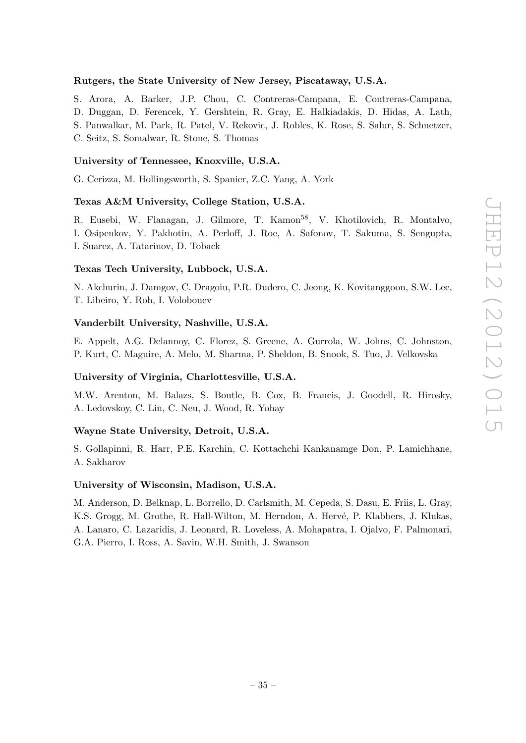**Rutgers, the State University of New Jersey, Piscataway, U.S.A.**

S. Arora, A. Barker, J.P. Chou, C. Contreras-Campana, E. Contreras-Campana, D. Duggan, D. Ferencek, Y. Gershtein, R. Gray, E. Halkiadakis, D. Hidas, A. Lath, S. Panwalkar, M. Park, R. Patel, V. Rekovic, J. Robles, K. Rose, S. Salur, S. Schnetzer, C. Seitz, S. Somalwar, R. Stone, S. Thomas

**University of Tennessee, Knoxville, U.S.A.**

G. Cerizza, M. Hollingsworth, S. Spanier, Z.C. Yang, A. York

**Texas A&M University, College Station, U.S.A.**

R. Eusebi, W. Flanagan, J. Gilmore, T. Kamon[58], V. Khotilovich, R. Montalvo, I. Osipenkov, Y. Pakhotin, A. Perloff, J. Roe, A. Safonov, T. Sakuma, S. Sengupta, I. Suarez, A. Tatarinov, D. Toback

**Texas Tech University, Lubbock, U.S.A.**

N. Akchurin, J. Damgov, C. Dragoiu, P.R. Dudero, C. Jeong, K. Kovitanggoon, S.W. Lee, T. Libeiro, Y. Roh, I. Volobouev

**Vanderbilt University, Nashville, U.S.A.**

E. Appelt, A.G. Delannoy, C. Florez, S. Greene, A. Gurrola, W. Johns, C. Johnston, P. Kurt, C. Maguire, A. Melo, M. Sharma, P. Sheldon, B. Snook, S. Tuo, J. Velkovska

**University of Virginia, Charlottesville, U.S.A.**

M.W. Arenton, M. Balazs, S. Boutle, B. Cox, B. Francis, J. Goodell, R. Hirosky, A. Ledovskoy, C. Lin, C. Neu, J. Wood, R. Yohay

**Wayne State University, Detroit, U.S.A.**

S. Gollapinni, R. Harr, P.E. Karchin, C. Kottachchi Kankanamge Don, P. Lamichhane, A. Sakharov

**University of Wisconsin, Madison, U.S.A.**

M. Anderson, D. Belknap, L. Borrello, D. Carlsmith, M. Cepeda, S. Dasu, E. Friis, L. Gray, K.S. Grogg, M. Grothe, R. Hall-Wilton, M. Herndon, A. Hervé, P. Klabbers, J. Klukas, A. Lanaro, C. Lazaridis, J. Leonard, R. Loveless, A. Mohapatra, I. Ojalvo, F. Palmonari, G.A. Pierro, I. Ross, A. Savin, W.H. Smith, J. Swanson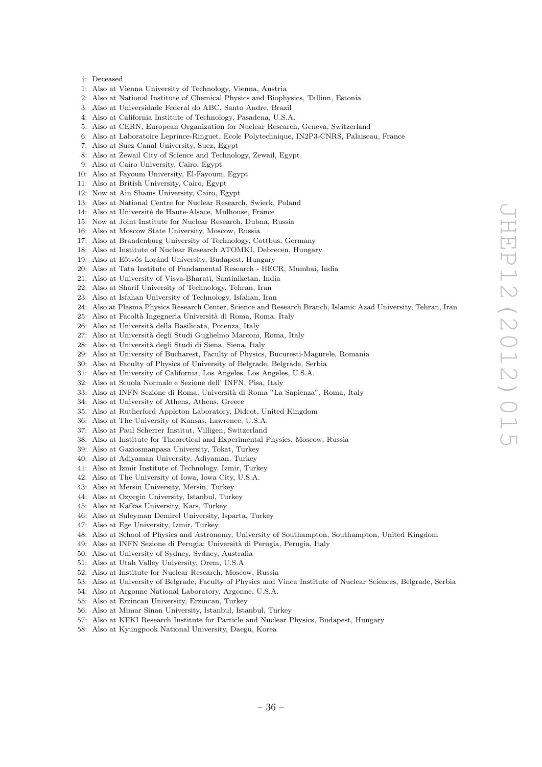†: Deceased
1: Also at Vienna University of Technology, Vienna, Austria
2: Also at National Institute of Chemical Physics and Biophysics, Tallinn, Estonia
3: Also at Universidade Federal do ABC, Santo Andre, Brazil
4: Also at California Institute of Technology, Pasadena, U.S.A.
5: Also at CERN, European Organization for Nuclear Research, Geneva, Switzerland
6: Also at Laboratoire Leprince-Ringuet, Ecole Polytechnique, IN2P3-CNRS, Palaiseau, France
7: Also at Suez Canal University, Suez, Egypt
8: Also at Zewail City of Science and Technology, Zewail, Egypt
9: Also at Cairo University, Cairo, Egypt
10: Also at Fayoum University, El-Fayoum, Egypt
11: Also at British University, Cairo, Egypt
12: Now at Ain Shams University, Cairo, Egypt
13: Also at National Centre for Nuclear Research, Swierk, Poland
14: Also at Université de Haute-Alsace, Mulhouse, France
15: Now at Joint Institute for Nuclear Research, Dubna, Russia
16: Also at Moscow State University, Moscow, Russia
17: Also at Brandenburg University of Technology, Cottbus, Germany
18: Also at Institute of Nuclear Research ATOMKI, Debrecen, Hungary
19: Also at Eötvös Loránd University, Budapest, Hungary
20: Also at Tata Institute of Fundamental Research - HECR, Mumbai, India
21: Also at University of Visva-Bharati, Santiniketan, India
22: Also at Sharif University of Technology, Tehran, Iran
23: Also at Isfahan University of Technology, Isfahan, Iran
24: Also at Plasma Physics Research Center, Science and Research Branch, Islamic Azad University, Tehran, Iran
25: Also at Facoltà Ingegneria Università di Roma, Roma, Italy
26: Also at Università della Basilicata, Potenza, Italy
27: Also at Università degli Studi Guglielmo Marconi, Roma, Italy
28: Also at Università degli Studi di Siena, Siena, Italy
29: Also at University of Bucharest, Faculty of Physics, Bucuresti-Magurele, Romania
30: Also at Faculty of Physics of University of Belgrade, Belgrade, Serbia
31: Also at University of California, Los Angeles, Los Angeles, U.S.A.
32: Also at Scuola Normale e Sezione dell' INFN, Pisa, Italy
33: Also at INFN Sezione di Roma; Università di Roma "La Sapienza", Roma, Italy
34: Also at University of Athens, Athens, Greece
35: Also at Rutherford Appleton Laboratory, Didcot, United Kingdom
36: Also at The University of Kansas, Lawrence, U.S.A.
37: Also at Paul Scherrer Institut, Villigen, Switzerland
38: Also at Institute for Theoretical and Experimental Physics, Moscow, Russia
39: Also at Gaziosmanpasa University, Tokat, Turkey
40: Also at Adiyaman University, Adiyaman, Turkey
41: Also at Izmir Institute of Technology, Izmir, Turkey
42: Also at The University of Iowa, Iowa City, U.S.A.
43: Also at Mersin University, Mersin, Turkey
44: Also at Ozyegin University, Istanbul, Turkey
45: Also at Kafkas University, Kars, Turkey
46: Also at Suleyman Demirel University, Isparta, Turkey
47: Also at Ege University, Izmir, Turkey
48: Also at School of Physics and Astronomy, University of Southampton, Southampton, United Kingdom
49: Also at INFN Sezione di Perugia; Università di Perugia, Perugia, Italy
50: Also at University of Sydney, Sydney, Australia
51: Also at Utah Valley University, Orem, U.S.A.
52: Also at Institute for Nuclear Research, Moscow, Russia
53: Also at University of Belgrade, Faculty of Physics and Vinca Institute of Nuclear Sciences, Belgrade, Serbia
54: Also at Argonne National Laboratory, Argonne, U.S.A.
55: Also at Erzincan University, Erzincan, Turkey
56: Also at Mimar Sinan University, Istanbul, Istanbul, Turkey
57: Also at KFKI Research Institute for Particle and Nuclear Physics, Budapest, Hungary
58: Also at Kyungpook National University, Daegu, Korea